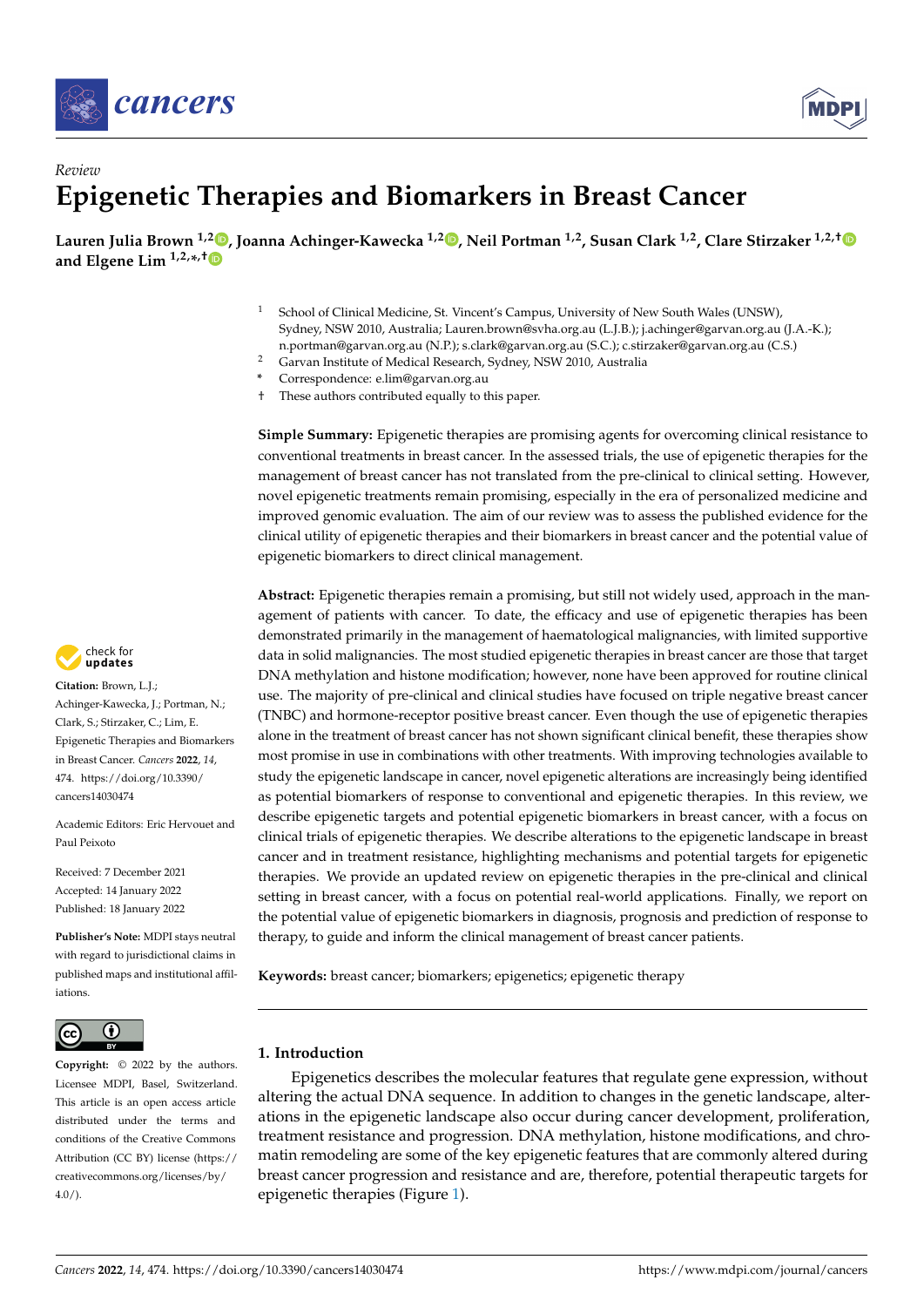Review

# Epigenetic Therapies and Biomarkers in Breast Cancer

**Lauren Julia Brown [1,2], Joanna Achinger-Kawecka [1,2], Neil Portman [1,2], Susan Clark [1,2], Clare Stirzaker [1,2,†] and Elgene Lim [1,2,*,†]**

[1] School of Clinical Medicine, St. Vincent's Campus, University of New South Wales (UNSW), Sydney, NSW 2010, Australia; Lauren.brown@svha.org.au (L.J.B.); j.achinger@garvan.org.au (J.A.-K.); n.portman@garvan.org.au (N.P.); s.clark@garvan.org.au (S.C.); c.stirzaker@garvan.org.au (C.S.)

[2] Garvan Institute of Medical Research, Sydney, NSW 2010, Australia

\* Correspondence: e.lim@garvan.org.au

† These authors contributed equally to this paper.

**Simple Summary:** Epigenetic therapies are promising agents for overcoming clinical resistance to conventional treatments in breast cancer. In the assessed trials, the use of epigenetic therapies for the management of breast cancer has not translated from the pre-clinical to clinical setting. However, novel epigenetic treatments remain promising, especially in the era of personalized medicine and improved genomic evaluation. The aim of our review was to assess the published evidence for the clinical utility of epigenetic therapies and their biomarkers in breast cancer and the potential value of epigenetic biomarkers to direct clinical management.

**Abstract:** Epigenetic therapies remain a promising, but still not widely used, approach in the management of patients with cancer. To date, the efficacy and use of epigenetic therapies has been demonstrated primarily in the management of haematological malignancies, with limited supportive data in solid malignancies. The most studied epigenetic therapies in breast cancer are those that target DNA methylation and histone modification; however, none have been approved for routine clinical use. The majority of pre-clinical and clinical studies have focused on triple negative breast cancer (TNBC) and hormone-receptor positive breast cancer. Even though the use of epigenetic therapies alone in the treatment of breast cancer has not shown significant clinical benefit, these therapies show most promise in use in combinations with other treatments. With improving technologies available to study the epigenetic landscape in cancer, novel epigenetic alterations are increasingly being identified as potential biomarkers of response to conventional and epigenetic therapies. In this review, we describe epigenetic targets and potential epigenetic biomarkers in breast cancer, with a focus on clinical trials of epigenetic therapies. We describe alterations to the epigenetic landscape in breast cancer and in treatment resistance, highlighting mechanisms and potential targets for epigenetic therapies. We provide an updated review on epigenetic therapies in the pre-clinical and clinical setting in breast cancer, with a focus on potential real-world applications. Finally, we report on the potential value of epigenetic biomarkers in diagnosis, prognosis and prediction of response to therapy, to guide and inform the clinical management of breast cancer patients.

**Keywords:** breast cancer; biomarkers; epigenetics; epigenetic therapy

**Citation:** Brown, L.J.; Achinger-Kawecka, J.; Portman, N.; Clark, S.; Stirzaker, C.; Lim, E. Epigenetic Therapies and Biomarkers in Breast Cancer. *Cancers* **2022**, *14*, 474. https://doi.org/10.3390/cancers14030474

Academic Editors: Eric Hervouet and Paul Peixoto

Received: 7 December 2021
Accepted: 14 January 2022
Published: 18 January 2022

**Publisher's Note:** MDPI stays neutral with regard to jurisdictional claims in published maps and institutional affiliations.

**Copyright:** © 2022 by the authors. Licensee MDPI, Basel, Switzerland. This article is an open access article distributed under the terms and conditions of the Creative Commons Attribution (CC BY) license (https://creativecommons.org/licenses/by/4.0/).

## 1. Introduction

Epigenetics describes the molecular features that regulate gene expression, without altering the actual DNA sequence. In addition to changes in the genetic landscape, alterations in the epigenetic landscape also occur during cancer development, proliferation, treatment resistance and progression. DNA methylation, histone modifications, and chromatin remodeling are some of the key epigenetic features that are commonly altered during breast cancer progression and resistance and are, therefore, potential therapeutic targets for epigenetic therapies (Figure 1).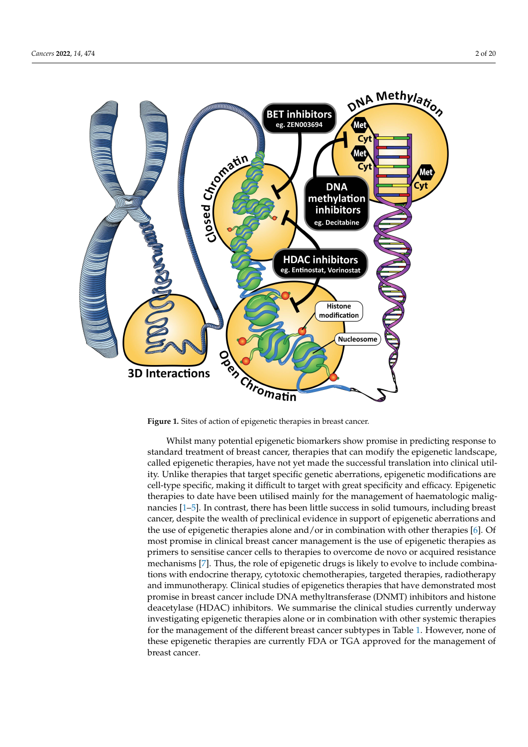Figure 1. Sites of action of epigenetic therapies in breast cancer.

Whilst many potential epigenetic biomarkers show promise in predicting response to standard treatment of breast cancer, therapies that can modify the epigenetic landscape, called epigenetic therapies, have not yet made the successful translation into clinical utility. Unlike therapies that target specific genetic aberrations, epigenetic modifications are cell-type specific, making it difficult to target with great specificity and efficacy. Epigenetic therapies to date have been utilised mainly for the management of haematologic malignancies [1–5]. In contrast, there has been little success in solid tumours, including breast cancer, despite the wealth of preclinical evidence in support of epigenetic aberrations and the use of epigenetic therapies alone and/or in combination with other therapies [6]. Of most promise in clinical breast cancer management is the use of epigenetic therapies as primers to sensitise cancer cells to therapies to overcome de novo or acquired resistance mechanisms [7]. Thus, the role of epigenetic drugs is likely to evolve to include combinations with endocrine therapy, cytotoxic chemotherapies, targeted therapies, radiotherapy and immunotherapy. Clinical studies of epigenetics therapies that have demonstrated most promise in breast cancer include DNA methyltransferase (DNMT) inhibitors and histone deacetylase (HDAC) inhibitors. We summarise the clinical studies currently underway investigating epigenetic therapies alone or in combination with other systemic therapies for the management of the different breast cancer subtypes in Table 1. However, none of these epigenetic therapies are currently FDA or TGA approved for the management of breast cancer.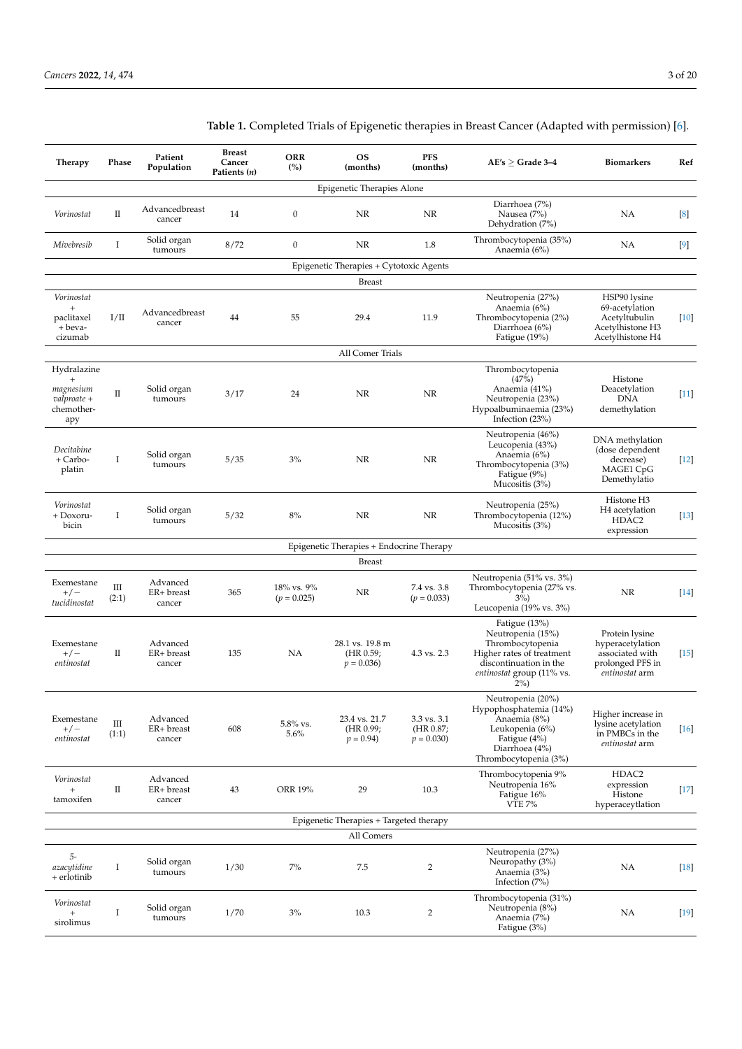**Table 1.** Completed Trials of Epigenetic therapies in Breast Cancer (Adapted with permission) [6].

| Therapy | Phase | Patient Population | Breast Cancer Patients (*n*) | ORR (%) | OS (months) | PFS (months) | AE's ≥ Grade 3–4 | Biomarkers | Ref |
|---|---|---|---|---|---|---|---|---|---|
| | | | | Epigenetic Therapies Alone | | | | | |
| *Vorinostat* | II | Advancedbreast cancer | 14 | 0 | NR | NR | Diarrhoea (7%) Nausea (7%) Dehydration (7%) | NA | [8] |
| *Mivebresib* | I | Solid organ tumours | 8/72 | 0 | NR | 1.8 | Thrombocytopenia (35%) Anaemia (6%) | NA | [9] |
| | | | | Epigenetic Therapies + Cytotoxic Agents | | | | | |
| | | | | Breast | | | | | |
| *Vorinostat* + paclitaxel + bevacizumab | I/II | Advancedbreast cancer | 44 | 55 | 29.4 | 11.9 | Neutropenia (27%) Anaemia (6%) Thrombocytopenia (2%) Diarrhoea (6%) Fatigue (19%) | HSP90 lysine 69-acetylation Acetyltubulin Acetylhistone H3 Acetylhistone H4 | [10] |
| | | | | All Comer Trials | | | | | |
| Hydralazine + *magnesium valproate* + chemotherapy | II | Solid organ tumours | 3/17 | 24 | NR | NR | Thrombocytopenia (47%) Anaemia (41%) Neutropenia (23%) Hypoalbuminaemia (23%) Infection (23%) | Histone Deacetylation DNA demethylation | [11] |
| *Decitabine* + Carboplatin | I | Solid organ tumours | 5/35 | 3% | NR | NR | Neutropenia (46%) Leucopenia (43%) Anaemia (6%) Thrombocytopenia (3%) Fatigue (9%) Mucositis (3%) | DNA methylation (dose dependent decrease) MAGE1 CpG Demethylatio | [12] |
| *Vorinostat* + Doxorubicin | I | Solid organ tumours | 5/32 | 8% | NR | NR | Neutropenia (25%) Thrombocytopenia (12%) Mucositis (3%) | Histone H3 H4 acetylation HDAC2 expression | [13] |
| | | | | Epigenetic Therapies + Endocrine Therapy | | | | | |
| | | | | Breast | | | | | |
| Exemestane +/− *tucidinostat* | III (2:1) | Advanced ER+ breast cancer | 365 | 18% vs. 9% ($p = 0.025$) | NR | 7.4 vs. 3.8 ($p = 0.033$) | Neutropenia (51% vs. 3%) Thrombocytopenia (27% vs. 3%) Leucopenia (19% vs. 3%) | NR | [14] |
| Exemestane +/− *entinostat* | II | Advanced ER+ breast cancer | 135 | NA | 28.1 vs. 19.8 m (HR 0.59; $p = 0.036$) | 4.3 vs. 2.3 | Fatigue (13%) Neutropenia (15%) Thrombocytopenia Higher rates of treatment discontinuation in the *entinostat* group (11% vs. 2%) | Protein lysine hyperacetylation associated with prolonged PFS in *entinostat* arm | [15] |
| Exemestane +/− *entinostat* | III (1:1) | Advanced ER+ breast cancer | 608 | 5.8% vs. 5.6% | 23.4 vs. 21.7 (HR 0.99; $p = 0.94$) | 3.3 vs. 3.1 (HR 0.87; $p = 0.030$) | Neutropenia (20%) Hypophosphatemia (14%) Anaemia (8%) Leukopenia (6%) Fatigue (4%) Diarrhoea (4%) Thrombocytopenia (3%) | Higher increase in lysine acetylation in PMBCs in the *entinostat* arm | [16] |
| *Vorinostat* + tamoxifen | II | Advanced ER+ breast cancer | 43 | ORR 19% | 29 | 10.3 | Thrombocytopenia 9% Neutropenia 16% Fatigue 16% VTE 7% | HDAC2 expression Histone hyperaceytlation | [17] |
| | | | | Epigenetic Therapies + Targeted therapy | | | | | |
| | | | | All Comers | | | | | |
| *5-azacytidine* + erlotinib | I | Solid organ tumours | 1/30 | 7% | 7.5 | 2 | Neutropenia (27%) Neuropathy (3%) Anaemia (3%) Infection (7%) | NA | [18] |
| *Vorinostat* + sirolimus | I | Solid organ tumours | 1/70 | 3% | 10.3 | 2 | Thrombocytopenia (31%) Neutropenia (8%) Anaemia (7%) Fatigue (3%) | NA | [19] |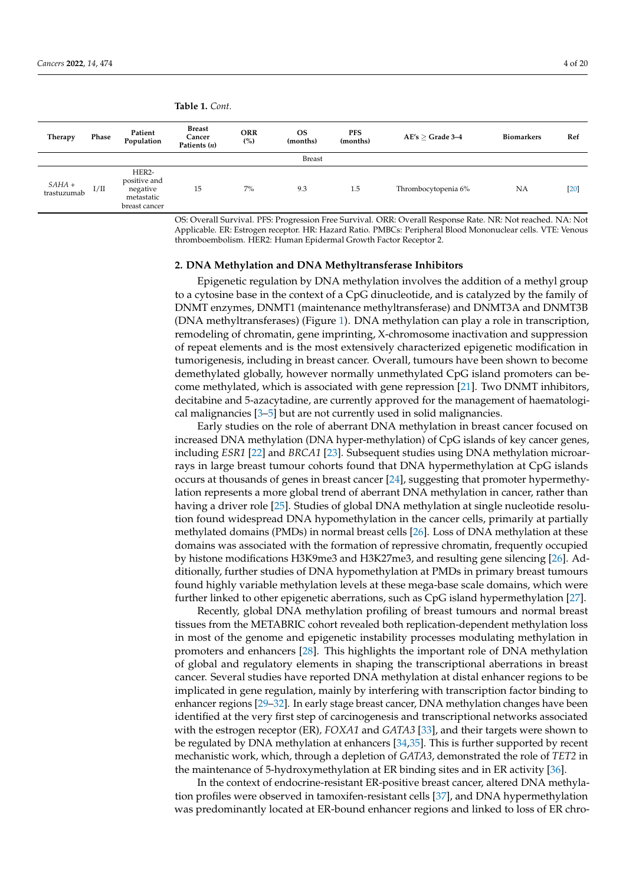**Table 1.** *Cont.*

| Therapy | Phase | Patient Population | Breast Cancer Patients (*n*) | ORR (%) | OS (months) | PFS (months) | AE's ≥ Grade 3–4 | Biomarkers | Ref |
|---|---|---|---|---|---|---|---|---|---|
| | | | | | Breast | | | | |
| *SAHA* + trastuzumab | I/II | HER2-positive and negative metastatic breast cancer | 15 | 7% | 9.3 | 1.5 | Thrombocytopenia 6% | NA | [20] |

OS: Overall Survival. PFS: Progression Free Survival. ORR: Overall Response Rate. NR: Not reached. NA: Not Applicable. ER: Estrogen receptor. HR: Hazard Ratio. PMBCs: Peripheral Blood Mononuclear cells. VTE: Venous thromboembolism. HER2: Human Epidermal Growth Factor Receptor 2.

## 2. DNA Methylation and DNA Methyltransferase Inhibitors

Epigenetic regulation by DNA methylation involves the addition of a methyl group to a cytosine base in the context of a CpG dinucleotide, and is catalyzed by the family of DNMT enzymes, DNMT1 (maintenance methyltransferase) and DNMT3A and DNMT3B (DNA methyltransferases) (Figure 1). DNA methylation can play a role in transcription, remodeling of chromatin, gene imprinting, X-chromosome inactivation and suppression of repeat elements and is the most extensively characterized epigenetic modification in tumorigenesis, including in breast cancer. Overall, tumours have been shown to become demethylated globally, however normally unmethylated CpG island promoters can become methylated, which is associated with gene repression [21]. Two DNMT inhibitors, decitabine and 5-azacytadine, are currently approved for the management of haematological malignancies [3–5] but are not currently used in solid malignancies.

Early studies on the role of aberrant DNA methylation in breast cancer focused on increased DNA methylation (DNA hyper-methylation) of CpG islands of key cancer genes, including *ESR1* [22] and *BRCA1* [23]. Subsequent studies using DNA methylation microarrays in large breast tumour cohorts found that DNA hypermethylation at CpG islands occurs at thousands of genes in breast cancer [24], suggesting that promoter hypermethylation represents a more global trend of aberrant DNA methylation in cancer, rather than having a driver role [25]. Studies of global DNA methylation at single nucleotide resolution found widespread DNA hypomethylation in the cancer cells, primarily at partially methylated domains (PMDs) in normal breast cells [26]. Loss of DNA methylation at these domains was associated with the formation of repressive chromatin, frequently occupied by histone modifications H3K9me3 and H3K27me3, and resulting gene silencing [26]. Additionally, further studies of DNA hypomethylation at PMDs in primary breast tumours found highly variable methylation levels at these mega-base scale domains, which were further linked to other epigenetic aberrations, such as CpG island hypermethylation [27].

Recently, global DNA methylation profiling of breast tumours and normal breast tissues from the METABRIC cohort revealed both replication-dependent methylation loss in most of the genome and epigenetic instability processes modulating methylation in promoters and enhancers [28]. This highlights the important role of DNA methylation of global and regulatory elements in shaping the transcriptional aberrations in breast cancer. Several studies have reported DNA methylation at distal enhancer regions to be implicated in gene regulation, mainly by interfering with transcription factor binding to enhancer regions [29–32]. In early stage breast cancer, DNA methylation changes have been identified at the very first step of carcinogenesis and transcriptional networks associated with the estrogen receptor (ER), *FOXA1* and *GATA3* [33], and their targets were shown to be regulated by DNA methylation at enhancers [34,35]. This is further supported by recent mechanistic work, which, through a depletion of *GATA3*, demonstrated the role of *TET2* in the maintenance of 5-hydroxymethylation at ER binding sites and in ER activity [36].

In the context of endocrine-resistant ER-positive breast cancer, altered DNA methylation profiles were observed in tamoxifen-resistant cells [37], and DNA hypermethylation was predominantly located at ER-bound enhancer regions and linked to loss of ER chro-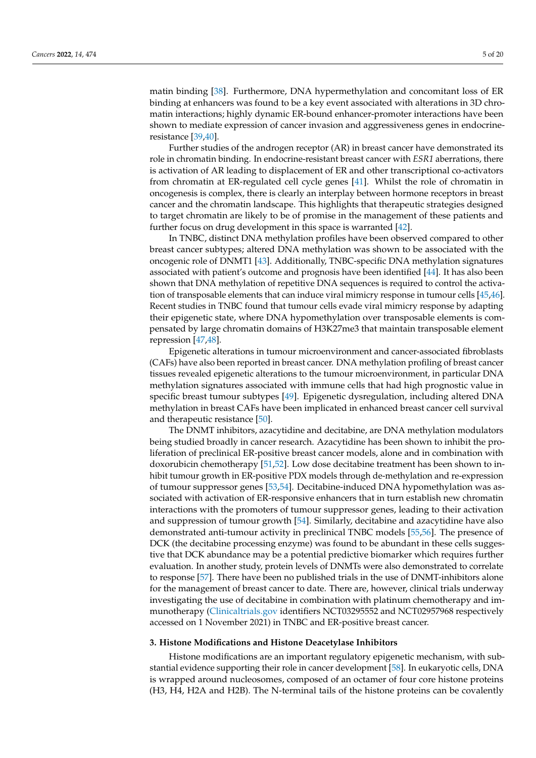matin binding [38]. Furthermore, DNA hypermethylation and concomitant loss of ER binding at enhancers was found to be a key event associated with alterations in 3D chromatin interactions; highly dynamic ER-bound enhancer-promoter interactions have been shown to mediate expression of cancer invasion and aggressiveness genes in endocrine-resistance [39,40].

Further studies of the androgen receptor (AR) in breast cancer have demonstrated its role in chromatin binding. In endocrine-resistant breast cancer with *ESR1* aberrations, there is activation of AR leading to displacement of ER and other transcriptional co-activators from chromatin at ER-regulated cell cycle genes [41]. Whilst the role of chromatin in oncogenesis is complex, there is clearly an interplay between hormone receptors in breast cancer and the chromatin landscape. This highlights that therapeutic strategies designed to target chromatin are likely to be of promise in the management of these patients and further focus on drug development in this space is warranted [42].

In TNBC, distinct DNA methylation profiles have been observed compared to other breast cancer subtypes; altered DNA methylation was shown to be associated with the oncogenic role of DNMT1 [43]. Additionally, TNBC-specific DNA methylation signatures associated with patient's outcome and prognosis have been identified [44]. It has also been shown that DNA methylation of repetitive DNA sequences is required to control the activation of transposable elements that can induce viral mimicry response in tumour cells [45,46]. Recent studies in TNBC found that tumour cells evade viral mimicry response by adapting their epigenetic state, where DNA hypomethylation over transposable elements is compensated by large chromatin domains of H3K27me3 that maintain transposable element repression [47,48].

Epigenetic alterations in tumour microenvironment and cancer-associated fibroblasts (CAFs) have also been reported in breast cancer. DNA methylation profiling of breast cancer tissues revealed epigenetic alterations to the tumour microenvironment, in particular DNA methylation signatures associated with immune cells that had high prognostic value in specific breast tumour subtypes [49]. Epigenetic dysregulation, including altered DNA methylation in breast CAFs have been implicated in enhanced breast cancer cell survival and therapeutic resistance [50].

The DNMT inhibitors, azacytidine and decitabine, are DNA methylation modulators being studied broadly in cancer research. Azacytidine has been shown to inhibit the proliferation of preclinical ER-positive breast cancer models, alone and in combination with doxorubicin chemotherapy [51,52]. Low dose decitabine treatment has been shown to inhibit tumour growth in ER-positive PDX models through de-methylation and re-expression of tumour suppressor genes [53,54]. Decitabine-induced DNA hypomethylation was associated with activation of ER-responsive enhancers that in turn establish new chromatin interactions with the promoters of tumour suppressor genes, leading to their activation and suppression of tumour growth [54]. Similarly, decitabine and azacytidine have also demonstrated anti-tumour activity in preclinical TNBC models [55,56]. The presence of DCK (the decitabine processing enzyme) was found to be abundant in these cells suggestive that DCK abundance may be a potential predictive biomarker which requires further evaluation. In another study, protein levels of DNMTs were also demonstrated to correlate to response [57]. There have been no published trials in the use of DNMT-inhibitors alone for the management of breast cancer to date. There are, however, clinical trials underway investigating the use of decitabine in combination with platinum chemotherapy and immunotherapy (Clinicaltrials.gov identifiers NCT03295552 and NCT02957968 respectively accessed on 1 November 2021) in TNBC and ER-positive breast cancer.

## 3. Histone Modifications and Histone Deacetylase Inhibitors

Histone modifications are an important regulatory epigenetic mechanism, with substantial evidence supporting their role in cancer development [58]. In eukaryotic cells, DNA is wrapped around nucleosomes, composed of an octamer of four core histone proteins (H3, H4, H2A and H2B). The N-terminal tails of the histone proteins can be covalently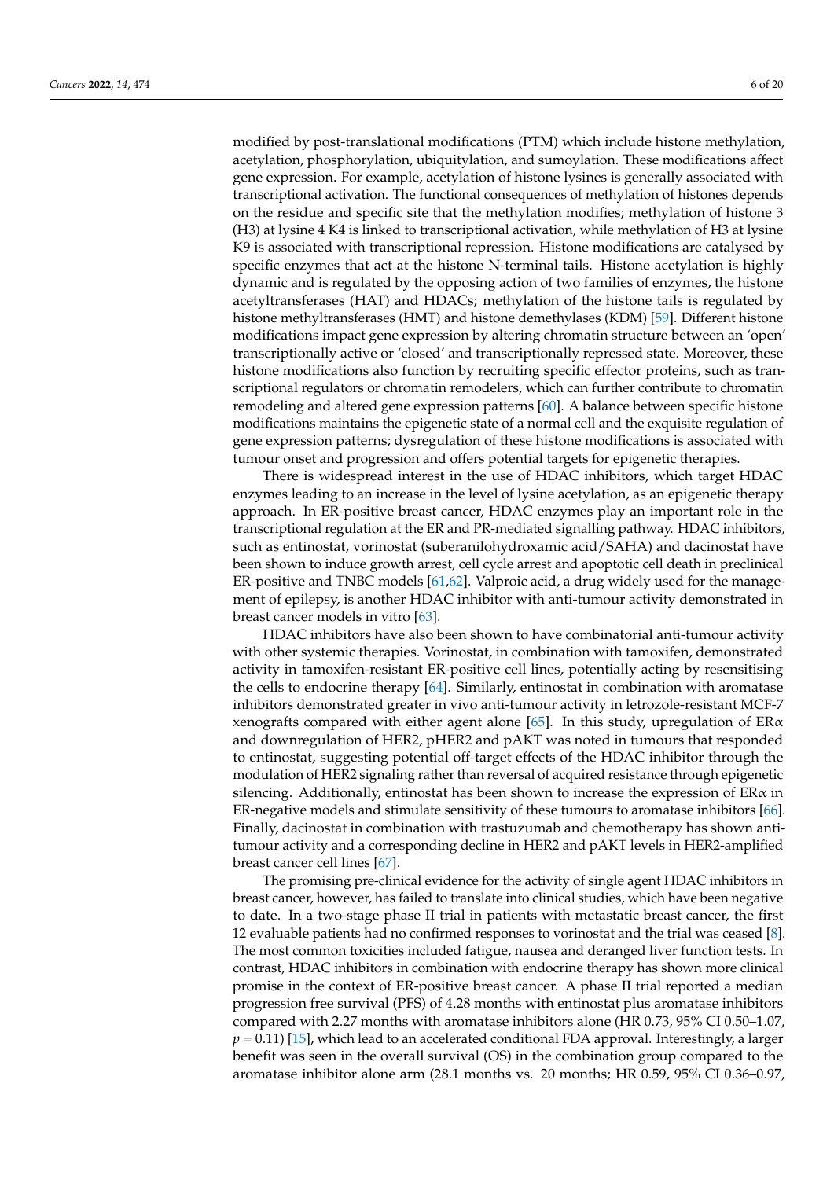modified by post-translational modifications (PTM) which include histone methylation, acetylation, phosphorylation, ubiquitylation, and sumoylation. These modifications affect gene expression. For example, acetylation of histone lysines is generally associated with transcriptional activation. The functional consequences of methylation of histones depends on the residue and specific site that the methylation modifies; methylation of histone 3 (H3) at lysine 4 K4 is linked to transcriptional activation, while methylation of H3 at lysine K9 is associated with transcriptional repression. Histone modifications are catalysed by specific enzymes that act at the histone N-terminal tails. Histone acetylation is highly dynamic and is regulated by the opposing action of two families of enzymes, the histone acetyltransferases (HAT) and HDACs; methylation of the histone tails is regulated by histone methyltransferases (HMT) and histone demethylases (KDM) [59]. Different histone modifications impact gene expression by altering chromatin structure between an 'open' transcriptionally active or 'closed' and transcriptionally repressed state. Moreover, these histone modifications also function by recruiting specific effector proteins, such as transcriptional regulators or chromatin remodelers, which can further contribute to chromatin remodeling and altered gene expression patterns [60]. A balance between specific histone modifications maintains the epigenetic state of a normal cell and the exquisite regulation of gene expression patterns; dysregulation of these histone modifications is associated with tumour onset and progression and offers potential targets for epigenetic therapies.

There is widespread interest in the use of HDAC inhibitors, which target HDAC enzymes leading to an increase in the level of lysine acetylation, as an epigenetic therapy approach. In ER-positive breast cancer, HDAC enzymes play an important role in the transcriptional regulation at the ER and PR-mediated signalling pathway. HDAC inhibitors, such as entinostat, vorinostat (suberanilohydroxamic acid/SAHA) and dacinostat have been shown to induce growth arrest, cell cycle arrest and apoptotic cell death in preclinical ER-positive and TNBC models [61,62]. Valproic acid, a drug widely used for the management of epilepsy, is another HDAC inhibitor with anti-tumour activity demonstrated in breast cancer models in vitro [63].

HDAC inhibitors have also been shown to have combinatorial anti-tumour activity with other systemic therapies. Vorinostat, in combination with tamoxifen, demonstrated activity in tamoxifen-resistant ER-positive cell lines, potentially acting by resensitising the cells to endocrine therapy [64]. Similarly, entinostat in combination with aromatase inhibitors demonstrated greater in vivo anti-tumour activity in letrozole-resistant MCF-7 xenografts compared with either agent alone [65]. In this study, upregulation of ERα and downregulation of HER2, pHER2 and pAKT was noted in tumours that responded to entinostat, suggesting potential off-target effects of the HDAC inhibitor through the modulation of HER2 signaling rather than reversal of acquired resistance through epigenetic silencing. Additionally, entinostat has been shown to increase the expression of ERα in ER-negative models and stimulate sensitivity of these tumours to aromatase inhibitors [66]. Finally, dacinostat in combination with trastuzumab and chemotherapy has shown anti-tumour activity and a corresponding decline in HER2 and pAKT levels in HER2-amplified breast cancer cell lines [67].

The promising pre-clinical evidence for the activity of single agent HDAC inhibitors in breast cancer, however, has failed to translate into clinical studies, which have been negative to date. In a two-stage phase II trial in patients with metastatic breast cancer, the first 12 evaluable patients had no confirmed responses to vorinostat and the trial was ceased [8]. The most common toxicities included fatigue, nausea and deranged liver function tests. In contrast, HDAC inhibitors in combination with endocrine therapy has shown more clinical promise in the context of ER-positive breast cancer. A phase II trial reported a median progression free survival (PFS) of 4.28 months with entinostat plus aromatase inhibitors compared with 2.27 months with aromatase inhibitors alone (HR 0.73, 95% CI 0.50–1.07, $p = 0.11$) [15], which lead to an accelerated conditional FDA approval. Interestingly, a larger benefit was seen in the overall survival (OS) in the combination group compared to the aromatase inhibitor alone arm (28.1 months vs. 20 months; HR 0.59, 95% CI 0.36–0.97,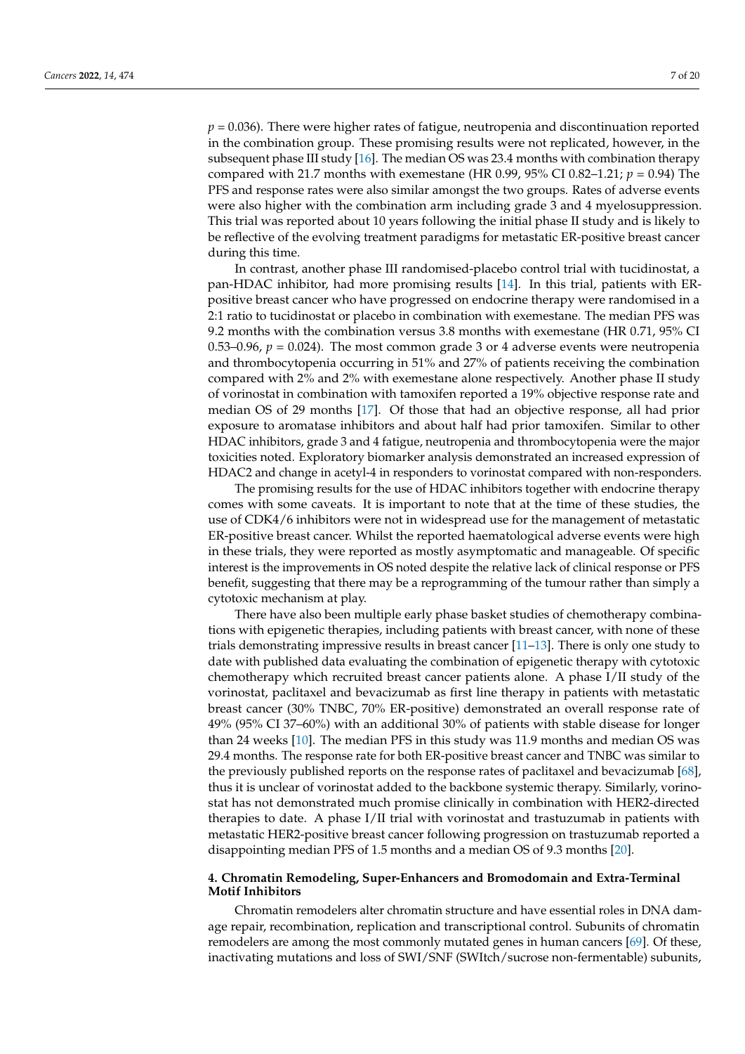$p = 0.036$). There were higher rates of fatigue, neutropenia and discontinuation reported in the combination group. These promising results were not replicated, however, in the subsequent phase III study [16]. The median OS was 23.4 months with combination therapy compared with 21.7 months with exemestane (HR 0.99, 95% CI 0.82–1.21; $p = 0.94$) The PFS and response rates were also similar amongst the two groups. Rates of adverse events were also higher with the combination arm including grade 3 and 4 myelosuppression. This trial was reported about 10 years following the initial phase II study and is likely to be reflective of the evolving treatment paradigms for metastatic ER-positive breast cancer during this time.

In contrast, another phase III randomised-placebo control trial with tucidinostat, a pan-HDAC inhibitor, had more promising results [14]. In this trial, patients with ER-positive breast cancer who have progressed on endocrine therapy were randomised in a 2:1 ratio to tucidinostat or placebo in combination with exemestane. The median PFS was 9.2 months with the combination versus 3.8 months with exemestane (HR 0.71, 95% CI 0.53–0.96, $p = 0.024$). The most common grade 3 or 4 adverse events were neutropenia and thrombocytopenia occurring in 51% and 27% of patients receiving the combination compared with 2% and 2% with exemestane alone respectively. Another phase II study of vorinostat in combination with tamoxifen reported a 19% objective response rate and median OS of 29 months [17]. Of those that had an objective response, all had prior exposure to aromatase inhibitors and about half had prior tamoxifen. Similar to other HDAC inhibitors, grade 3 and 4 fatigue, neutropenia and thrombocytopenia were the major toxicities noted. Exploratory biomarker analysis demonstrated an increased expression of HDAC2 and change in acetyl-4 in responders to vorinostat compared with non-responders.

The promising results for the use of HDAC inhibitors together with endocrine therapy comes with some caveats. It is important to note that at the time of these studies, the use of CDK4/6 inhibitors were not in widespread use for the management of metastatic ER-positive breast cancer. Whilst the reported haematological adverse events were high in these trials, they were reported as mostly asymptomatic and manageable. Of specific interest is the improvements in OS noted despite the relative lack of clinical response or PFS benefit, suggesting that there may be a reprogramming of the tumour rather than simply a cytotoxic mechanism at play.

There have also been multiple early phase basket studies of chemotherapy combinations with epigenetic therapies, including patients with breast cancer, with none of these trials demonstrating impressive results in breast cancer [11–13]. There is only one study to date with published data evaluating the combination of epigenetic therapy with cytotoxic chemotherapy which recruited breast cancer patients alone. A phase I/II study of the vorinostat, paclitaxel and bevacizumab as first line therapy in patients with metastatic breast cancer (30% TNBC, 70% ER-positive) demonstrated an overall response rate of 49% (95% CI 37–60%) with an additional 30% of patients with stable disease for longer than 24 weeks [10]. The median PFS in this study was 11.9 months and median OS was 29.4 months. The response rate for both ER-positive breast cancer and TNBC was similar to the previously published reports on the response rates of paclitaxel and bevacizumab [68], thus it is unclear of vorinostat added to the backbone systemic therapy. Similarly, vorinostat has not demonstrated much promise clinically in combination with HER2-directed therapies to date. A phase I/II trial with vorinostat and trastuzumab in patients with metastatic HER2-positive breast cancer following progression on trastuzumab reported a disappointing median PFS of 1.5 months and a median OS of 9.3 months [20].

## 4. Chromatin Remodeling, Super-Enhancers and Bromodomain and Extra-Terminal Motif Inhibitors

Chromatin remodelers alter chromatin structure and have essential roles in DNA damage repair, recombination, replication and transcriptional control. Subunits of chromatin remodelers are among the most commonly mutated genes in human cancers [69]. Of these, inactivating mutations and loss of SWI/SNF (SWItch/sucrose non-fermentable) subunits,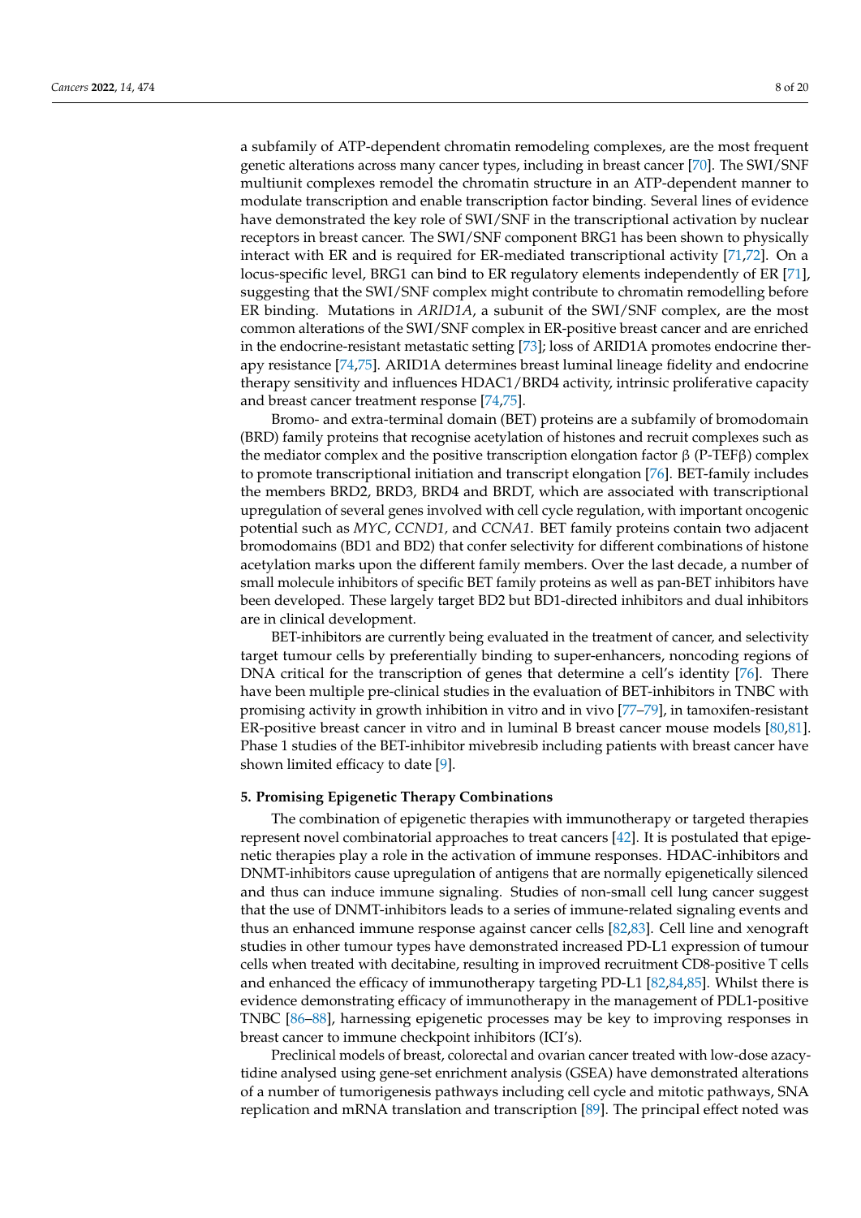a subfamily of ATP-dependent chromatin remodeling complexes, are the most frequent genetic alterations across many cancer types, including in breast cancer [70]. The SWI/SNF multiunit complexes remodel the chromatin structure in an ATP-dependent manner to modulate transcription and enable transcription factor binding. Several lines of evidence have demonstrated the key role of SWI/SNF in the transcriptional activation by nuclear receptors in breast cancer. The SWI/SNF component BRG1 has been shown to physically interact with ER and is required for ER-mediated transcriptional activity [71,72]. On a locus-specific level, BRG1 can bind to ER regulatory elements independently of ER [71], suggesting that the SWI/SNF complex might contribute to chromatin remodelling before ER binding. Mutations in *ARID1A*, a subunit of the SWI/SNF complex, are the most common alterations of the SWI/SNF complex in ER-positive breast cancer and are enriched in the endocrine-resistant metastatic setting [73]; loss of ARID1A promotes endocrine therapy resistance [74,75]. ARID1A determines breast luminal lineage fidelity and endocrine therapy sensitivity and influences HDAC1/BRD4 activity, intrinsic proliferative capacity and breast cancer treatment response [74,75].

Bromo- and extra-terminal domain (BET) proteins are a subfamily of bromodomain (BRD) family proteins that recognise acetylation of histones and recruit complexes such as the mediator complex and the positive transcription elongation factor β (P-TEFβ) complex to promote transcriptional initiation and transcript elongation [76]. BET-family includes the members BRD2, BRD3, BRD4 and BRDT, which are associated with transcriptional upregulation of several genes involved with cell cycle regulation, with important oncogenic potential such as *MYC*, *CCND1,* and *CCNA1.* BET family proteins contain two adjacent bromodomains (BD1 and BD2) that confer selectivity for different combinations of histone acetylation marks upon the different family members. Over the last decade, a number of small molecule inhibitors of specific BET family proteins as well as pan-BET inhibitors have been developed. These largely target BD2 but BD1-directed inhibitors and dual inhibitors are in clinical development.

BET-inhibitors are currently being evaluated in the treatment of cancer, and selectivity target tumour cells by preferentially binding to super-enhancers, noncoding regions of DNA critical for the transcription of genes that determine a cell's identity [76]. There have been multiple pre-clinical studies in the evaluation of BET-inhibitors in TNBC with promising activity in growth inhibition in vitro and in vivo [77–79], in tamoxifen-resistant ER-positive breast cancer in vitro and in luminal B breast cancer mouse models [80,81]. Phase 1 studies of the BET-inhibitor mivebresib including patients with breast cancer have shown limited efficacy to date [9].

## 5. Promising Epigenetic Therapy Combinations

The combination of epigenetic therapies with immunotherapy or targeted therapies represent novel combinatorial approaches to treat cancers [42]. It is postulated that epigenetic therapies play a role in the activation of immune responses. HDAC-inhibitors and DNMT-inhibitors cause upregulation of antigens that are normally epigenetically silenced and thus can induce immune signaling. Studies of non-small cell lung cancer suggest that the use of DNMT-inhibitors leads to a series of immune-related signaling events and thus an enhanced immune response against cancer cells [82,83]. Cell line and xenograft studies in other tumour types have demonstrated increased PD-L1 expression of tumour cells when treated with decitabine, resulting in improved recruitment CD8-positive T cells and enhanced the efficacy of immunotherapy targeting PD-L1 [82,84,85]. Whilst there is evidence demonstrating efficacy of immunotherapy in the management of PDL1-positive TNBC [86–88], harnessing epigenetic processes may be key to improving responses in breast cancer to immune checkpoint inhibitors (ICI's).

Preclinical models of breast, colorectal and ovarian cancer treated with low-dose azacytidine analysed using gene-set enrichment analysis (GSEA) have demonstrated alterations of a number of tumorigenesis pathways including cell cycle and mitotic pathways, SNA replication and mRNA translation and transcription [89]. The principal effect noted was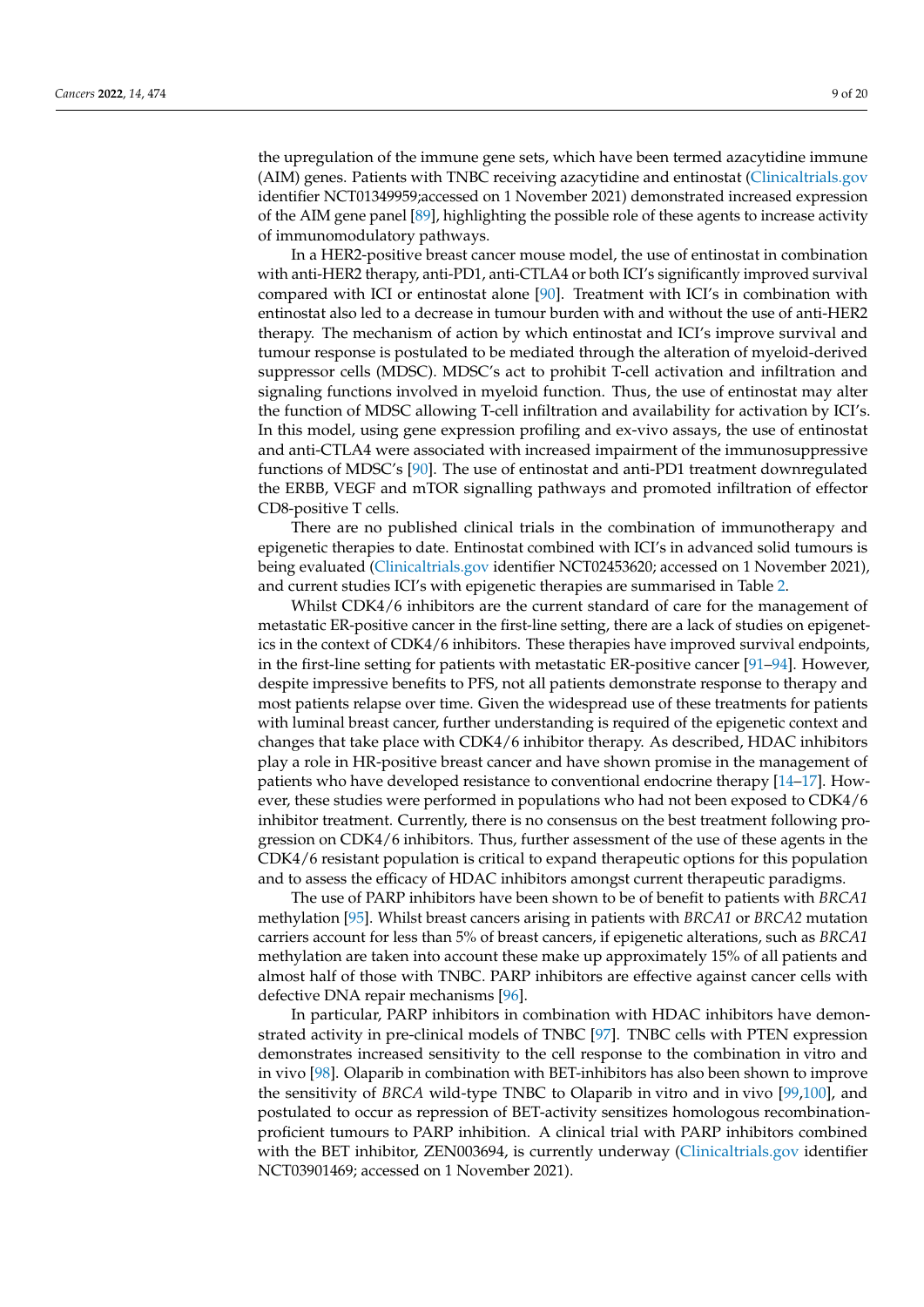the upregulation of the immune gene sets, which have been termed azacytidine immune (AIM) genes. Patients with TNBC receiving azacytidine and entinostat (Clinicaltrials.gov identifier NCT01349959;accessed on 1 November 2021) demonstrated increased expression of the AIM gene panel [89], highlighting the possible role of these agents to increase activity of immunomodulatory pathways.

In a HER2-positive breast cancer mouse model, the use of entinostat in combination with anti-HER2 therapy, anti-PD1, anti-CTLA4 or both ICI's significantly improved survival compared with ICI or entinostat alone [90]. Treatment with ICI's in combination with entinostat also led to a decrease in tumour burden with and without the use of anti-HER2 therapy. The mechanism of action by which entinostat and ICI's improve survival and tumour response is postulated to be mediated through the alteration of myeloid-derived suppressor cells (MDSC). MDSC's act to prohibit T-cell activation and infiltration and signaling functions involved in myeloid function. Thus, the use of entinostat may alter the function of MDSC allowing T-cell infiltration and availability for activation by ICI's. In this model, using gene expression profiling and ex-vivo assays, the use of entinostat and anti-CTLA4 were associated with increased impairment of the immunosuppressive functions of MDSC's [90]. The use of entinostat and anti-PD1 treatment downregulated the ERBB, VEGF and mTOR signalling pathways and promoted infiltration of effector CD8-positive T cells.

There are no published clinical trials in the combination of immunotherapy and epigenetic therapies to date. Entinostat combined with ICI's in advanced solid tumours is being evaluated (Clinicaltrials.gov identifier NCT02453620; accessed on 1 November 2021), and current studies ICI's with epigenetic therapies are summarised in Table 2.

Whilst CDK4/6 inhibitors are the current standard of care for the management of metastatic ER-positive cancer in the first-line setting, there are a lack of studies on epigenetics in the context of CDK4/6 inhibitors. These therapies have improved survival endpoints, in the first-line setting for patients with metastatic ER-positive cancer [91–94]. However, despite impressive benefits to PFS, not all patients demonstrate response to therapy and most patients relapse over time. Given the widespread use of these treatments for patients with luminal breast cancer, further understanding is required of the epigenetic context and changes that take place with CDK4/6 inhibitor therapy. As described, HDAC inhibitors play a role in HR-positive breast cancer and have shown promise in the management of patients who have developed resistance to conventional endocrine therapy [14–17]. However, these studies were performed in populations who had not been exposed to CDK4/6 inhibitor treatment. Currently, there is no consensus on the best treatment following progression on CDK4/6 inhibitors. Thus, further assessment of the use of these agents in the CDK4/6 resistant population is critical to expand therapeutic options for this population and to assess the efficacy of HDAC inhibitors amongst current therapeutic paradigms.

The use of PARP inhibitors have been shown to be of benefit to patients with *BRCA1* methylation [95]. Whilst breast cancers arising in patients with *BRCA1* or *BRCA2* mutation carriers account for less than 5% of breast cancers, if epigenetic alterations, such as *BRCA1* methylation are taken into account these make up approximately 15% of all patients and almost half of those with TNBC. PARP inhibitors are effective against cancer cells with defective DNA repair mechanisms [96].

In particular, PARP inhibitors in combination with HDAC inhibitors have demonstrated activity in pre-clinical models of TNBC [97]. TNBC cells with PTEN expression demonstrates increased sensitivity to the cell response to the combination in vitro and in vivo [98]. Olaparib in combination with BET-inhibitors has also been shown to improve the sensitivity of *BRCA* wild-type TNBC to Olaparib in vitro and in vivo [99,100], and postulated to occur as repression of BET-activity sensitizes homologous recombination-proficient tumours to PARP inhibition. A clinical trial with PARP inhibitors combined with the BET inhibitor, ZEN003694, is currently underway (Clinicaltrials.gov identifier NCT03901469; accessed on 1 November 2021).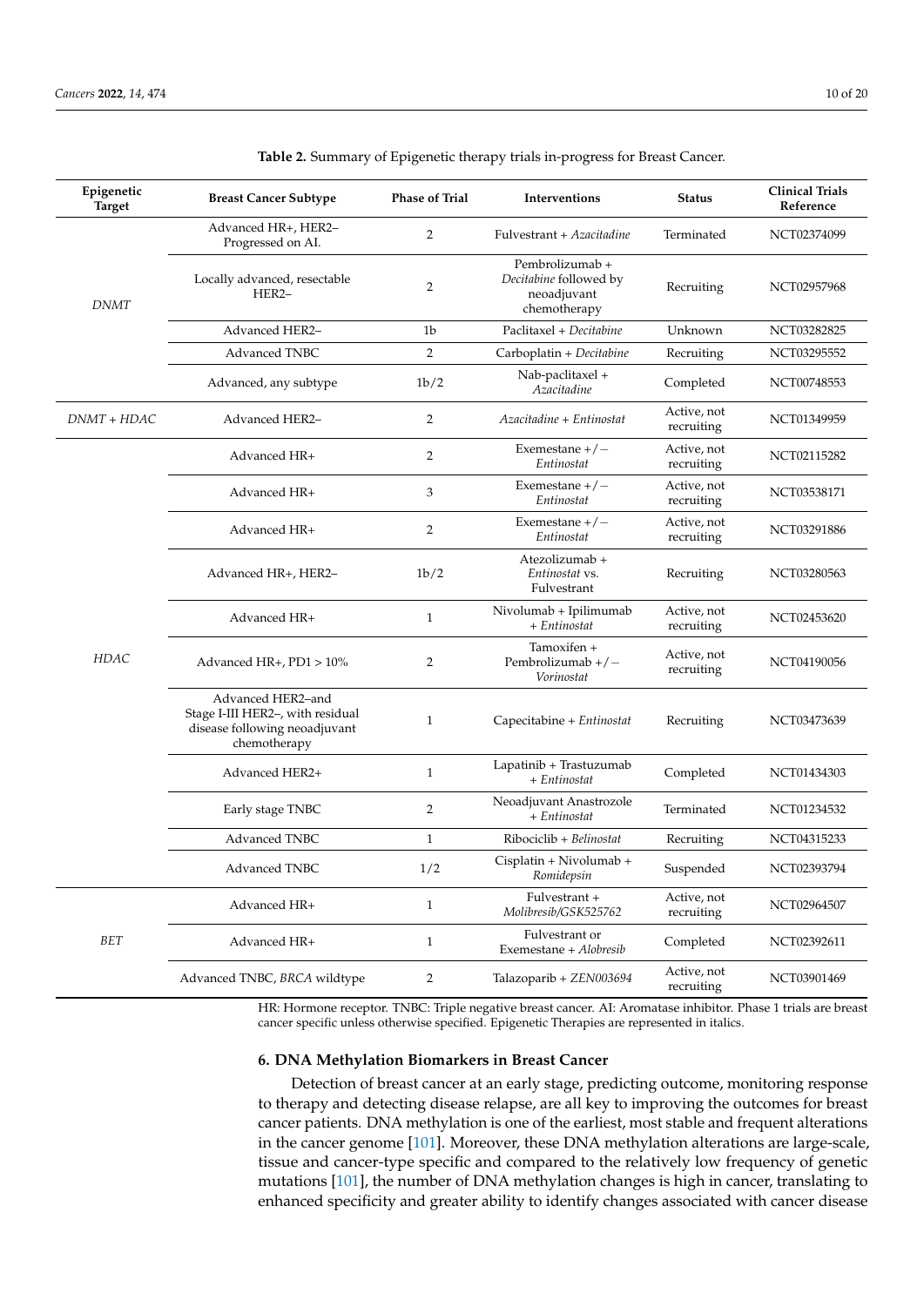**Table 2.** Summary of Epigenetic therapy trials in-progress for Breast Cancer.

| Epigenetic Target | Breast Cancer Subtype | Phase of Trial | Interventions | Status | Clinical Trials Reference |
|---|---|---|---|---|---|
| *DNMT* | Advanced HR+, HER2– Progressed on AI. | 2 | Fulvestrant + *Azacitadine* | Terminated | NCT02374099 |
| | Locally advanced, resectable HER2– | 2 | Pembrolizumab + *Decitabine* followed by neoadjuvant chemotherapy | Recruiting | NCT02957968 |
| | Advanced HER2– | 1b | Paclitaxel + *Decitabine* | Unknown | NCT03282825 |
| | Advanced TNBC | 2 | Carboplatin + *Decitabine* | Recruiting | NCT03295552 |
| | Advanced, any subtype | 1b/2 | Nab-paclitaxel + *Azacitadine* | Completed | NCT00748553 |
| *DNMT + HDAC* | Advanced HER2– | 2 | *Azacitadine + Entinostat* | Active, not recruiting | NCT01349959 |
| *HDAC* | Advanced HR+ | 2 | Exemestane +/− *Entinostat* | Active, not recruiting | NCT02115282 |
| | Advanced HR+ | 3 | Exemestane +/− *Entinostat* | Active, not recruiting | NCT03538171 |
| | Advanced HR+ | 2 | Exemestane +/− *Entinostat* | Active, not recruiting | NCT03291886 |
| | Advanced HR+, HER2– | 1b/2 | Atezolizumab + *Entinostat* vs. Fulvestrant | Recruiting | NCT03280563 |
| | Advanced HR+ | 1 | Nivolumab + Ipilimumab + *Entinostat* | Active, not recruiting | NCT02453620 |
| | Advanced HR+, PD1 > 10% | 2 | Tamoxifen + Pembrolizumab +/− *Vorinostat* | Active, not recruiting | NCT04190056 |
| | Advanced HER2–and Stage I-III HER2–, with residual disease following neoadjuvant chemotherapy | 1 | Capecitabine + *Entinostat* | Recruiting | NCT03473639 |
| | Advanced HER2+ | 1 | Lapatinib + Trastuzumab + *Entinostat* | Completed | NCT01434303 |
| | Early stage TNBC | 2 | Neoadjuvant Anastrozole + *Entinostat* | Terminated | NCT01234532 |
| | Advanced TNBC | 1 | Ribociclib + *Belinostat* | Recruiting | NCT04315233 |
| | Advanced TNBC | 1/2 | Cisplatin + Nivolumab + *Romidepsin* | Suspended | NCT02393794 |
| *BET* | Advanced HR+ | 1 | Fulvestrant + *Molibresib/GSK525762* | Active, not recruiting | NCT02964507 |
| | Advanced HR+ | 1 | Fulvestrant or Exemestane + *Alobresib* | Completed | NCT02392611 |
| | Advanced TNBC, *BRCA* wildtype | 2 | Talazoparib + *ZEN003694* | Active, not recruiting | NCT03901469 |

HR: Hormone receptor. TNBC: Triple negative breast cancer. AI: Aromatase inhibitor. Phase 1 trials are breast cancer specific unless otherwise specified. Epigenetic Therapies are represented in italics.

## 6. DNA Methylation Biomarkers in Breast Cancer

Detection of breast cancer at an early stage, predicting outcome, monitoring response to therapy and detecting disease relapse, are all key to improving the outcomes for breast cancer patients. DNA methylation is one of the earliest, most stable and frequent alterations in the cancer genome [101]. Moreover, these DNA methylation alterations are large-scale, tissue and cancer-type specific and compared to the relatively low frequency of genetic mutations [101], the number of DNA methylation changes is high in cancer, translating to enhanced specificity and greater ability to identify changes associated with cancer disease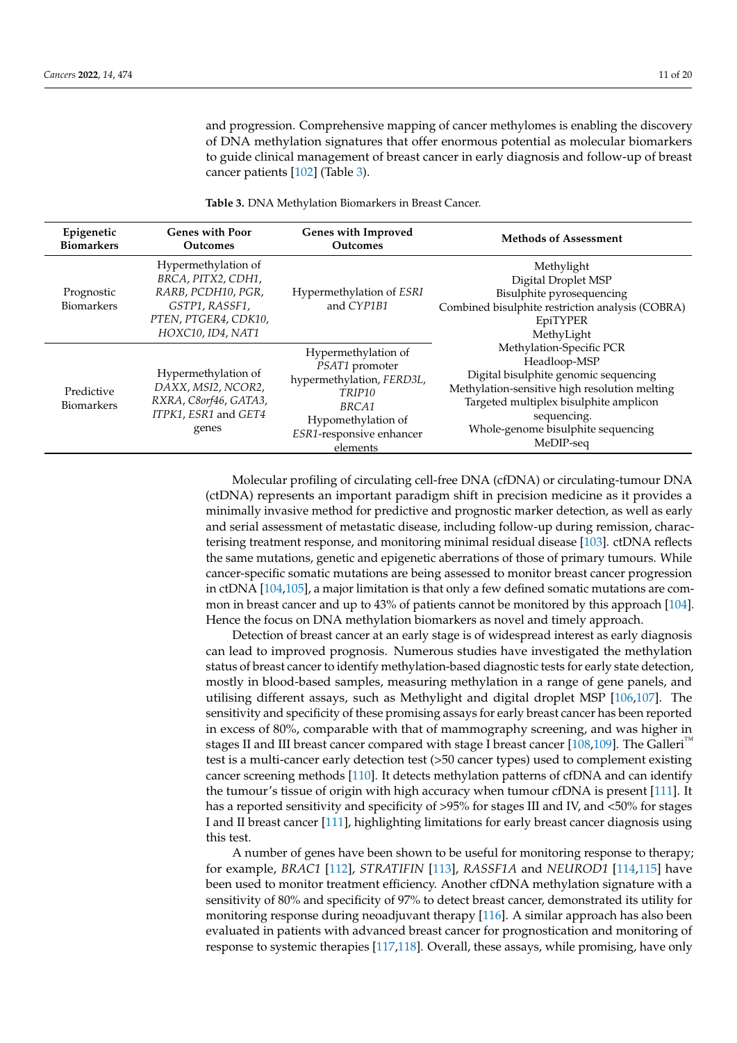and progression. Comprehensive mapping of cancer methylomes is enabling the discovery of DNA methylation signatures that offer enormous potential as molecular biomarkers to guide clinical management of breast cancer in early diagnosis and follow-up of breast cancer patients [102] (Table 3).

**Table 3.** DNA Methylation Biomarkers in Breast Cancer.

| Epigenetic Biomarkers | Genes with Poor Outcomes | Genes with Improved Outcomes | Methods of Assessment |
|---|---|---|---|
| Prognostic Biomarkers | Hypermethylation of *BRCA, PITX2, CDH1, RARB, PCDH10, PGR, GSTP1, RASSF1, PTEN, PTGER4, CDK10, HOXC10, ID4, NAT1* | Hypermethylation of *ESRI* and *CYP1B1* | Methylight<br>Digital Droplet MSP<br>Bisulphite pyrosequencing<br>Combined bisulphite restriction analysis (COBRA)<br>EpiTYPER<br>MethyLight<br>Methylation-Specific PCR<br>Headloop-MSP<br>Digital bisulphite genomic sequencing<br>Methylation-sensitive high resolution melting<br>Targeted multiplex bisulphite amplicon sequencing.<br>Whole-genome bisulphite sequencing<br>MeDIP-seq |
| Predictive Biomarkers | Hypermethylation of *DAXX, MSI2, NCOR2, RXRA, C8orf46, GATA3, ITPK1, ESR1* and *GET4* genes | Hypermethylation of *PSAT1* promoter hypermethylation, *FERD3L, TRIP10*<br>*BRCA1*<br>Hypomethylation of *ESR1*-responsive enhancer elements | |

Molecular profiling of circulating cell-free DNA (cfDNA) or circulating-tumour DNA (ctDNA) represents an important paradigm shift in precision medicine as it provides a minimally invasive method for predictive and prognostic marker detection, as well as early and serial assessment of metastatic disease, including follow-up during remission, characterising treatment response, and monitoring minimal residual disease [103]. ctDNA reflects the same mutations, genetic and epigenetic aberrations of those of primary tumours. While cancer-specific somatic mutations are being assessed to monitor breast cancer progression in ctDNA [104,105], a major limitation is that only a few defined somatic mutations are common in breast cancer and up to 43% of patients cannot be monitored by this approach [104]. Hence the focus on DNA methylation biomarkers as novel and timely approach.

Detection of breast cancer at an early stage is of widespread interest as early diagnosis can lead to improved prognosis. Numerous studies have investigated the methylation status of breast cancer to identify methylation-based diagnostic tests for early state detection, mostly in blood-based samples, measuring methylation in a range of gene panels, and utilising different assays, such as Methylight and digital droplet MSP [106,107]. The sensitivity and specificity of these promising assays for early breast cancer has been reported in excess of 80%, comparable with that of mammography screening, and was higher in stages II and III breast cancer compared with stage I breast cancer [108,109]. The Galleri™ test is a multi-cancer early detection test (>50 cancer types) used to complement existing cancer screening methods [110]. It detects methylation patterns of cfDNA and can identify the tumour's tissue of origin with high accuracy when tumour cfDNA is present [111]. It has a reported sensitivity and specificity of >95% for stages III and IV, and <50% for stages I and II breast cancer [111], highlighting limitations for early breast cancer diagnosis using this test.

A number of genes have been shown to be useful for monitoring response to therapy; for example, *BRAC1* [112], *STRATIFIN* [113], *RASSF1A* and *NEUROD1* [114,115] have been used to monitor treatment efficiency. Another cfDNA methylation signature with a sensitivity of 80% and specificity of 97% to detect breast cancer, demonstrated its utility for monitoring response during neoadjuvant therapy [116]. A similar approach has also been evaluated in patients with advanced breast cancer for prognostication and monitoring of response to systemic therapies [117,118]. Overall, these assays, while promising, have only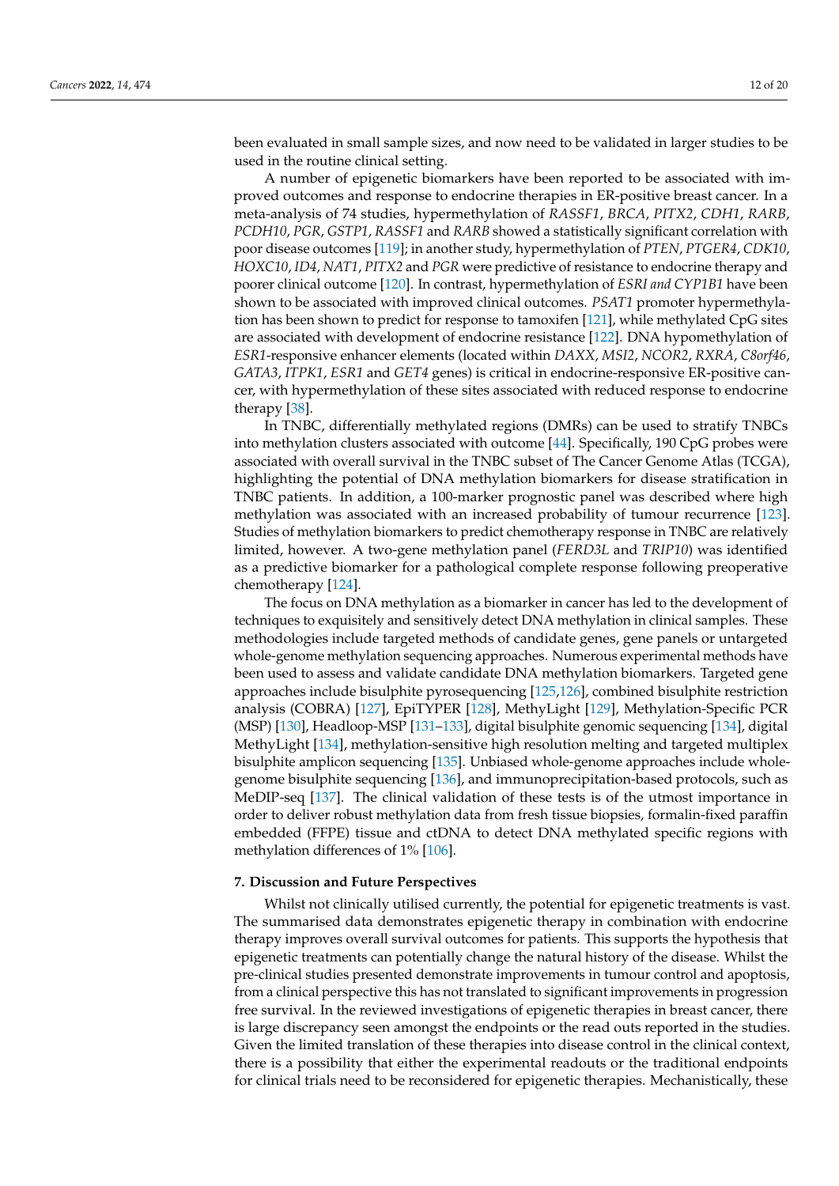been evaluated in small sample sizes, and now need to be validated in larger studies to be used in the routine clinical setting.

A number of epigenetic biomarkers have been reported to be associated with improved outcomes and response to endocrine therapies in ER-positive breast cancer. In a meta-analysis of 74 studies, hypermethylation of *RASSF1*, *BRCA*, *PITX2*, *CDH1*, *RARB*, *PCDH10*, *PGR*, *GSTP1*, *RASSF1* and *RARB* showed a statistically significant correlation with poor disease outcomes [119]; in another study, hypermethylation of *PTEN*, *PTGER4*, *CDK10*, *HOXC10*, *ID4*, *NAT1*, *PITX2* and *PGR* were predictive of resistance to endocrine therapy and poorer clinical outcome [120]. In contrast, hypermethylation of *ESRI and CYP1B1* have been shown to be associated with improved clinical outcomes. *PSAT1* promoter hypermethylation has been shown to predict for response to tamoxifen [121], while methylated CpG sites are associated with development of endocrine resistance [122]. DNA hypomethylation of *ESR1*-responsive enhancer elements (located within *DAXX*, *MSI2*, *NCOR2*, *RXRA*, *C8orf46*, *GATA3*, *ITPK1*, *ESR1* and *GET4* genes) is critical in endocrine-responsive ER-positive cancer, with hypermethylation of these sites associated with reduced response to endocrine therapy [38].

In TNBC, differentially methylated regions (DMRs) can be used to stratify TNBCs into methylation clusters associated with outcome [44]. Specifically, 190 CpG probes were associated with overall survival in the TNBC subset of The Cancer Genome Atlas (TCGA), highlighting the potential of DNA methylation biomarkers for disease stratification in TNBC patients. In addition, a 100-marker prognostic panel was described where high methylation was associated with an increased probability of tumour recurrence [123]. Studies of methylation biomarkers to predict chemotherapy response in TNBC are relatively limited, however. A two-gene methylation panel (*FERD3L* and *TRIP10*) was identified as a predictive biomarker for a pathological complete response following preoperative chemotherapy [124].

The focus on DNA methylation as a biomarker in cancer has led to the development of techniques to exquisitely and sensitively detect DNA methylation in clinical samples. These methodologies include targeted methods of candidate genes, gene panels or untargeted whole-genome methylation sequencing approaches. Numerous experimental methods have been used to assess and validate candidate DNA methylation biomarkers. Targeted gene approaches include bisulphite pyrosequencing [125,126], combined bisulphite restriction analysis (COBRA) [127], EpiTYPER [128], MethyLight [129], Methylation-Specific PCR (MSP) [130], Headloop-MSP [131–133], digital bisulphite genomic sequencing [134], digital MethyLight [134], methylation-sensitive high resolution melting and targeted multiplex bisulphite amplicon sequencing [135]. Unbiased whole-genome approaches include whole-genome bisulphite sequencing [136], and immunoprecipitation-based protocols, such as MeDIP-seq [137]. The clinical validation of these tests is of the utmost importance in order to deliver robust methylation data from fresh tissue biopsies, formalin-fixed paraffin embedded (FFPE) tissue and ctDNA to detect DNA methylated specific regions with methylation differences of 1% [106].

## 7. Discussion and Future Perspectives

Whilst not clinically utilised currently, the potential for epigenetic treatments is vast. The summarised data demonstrates epigenetic therapy in combination with endocrine therapy improves overall survival outcomes for patients. This supports the hypothesis that epigenetic treatments can potentially change the natural history of the disease. Whilst the pre-clinical studies presented demonstrate improvements in tumour control and apoptosis, from a clinical perspective this has not translated to significant improvements in progression free survival. In the reviewed investigations of epigenetic therapies in breast cancer, there is large discrepancy seen amongst the endpoints or the read outs reported in the studies. Given the limited translation of these therapies into disease control in the clinical context, there is a possibility that either the experimental readouts or the traditional endpoints for clinical trials need to be reconsidered for epigenetic therapies. Mechanistically, these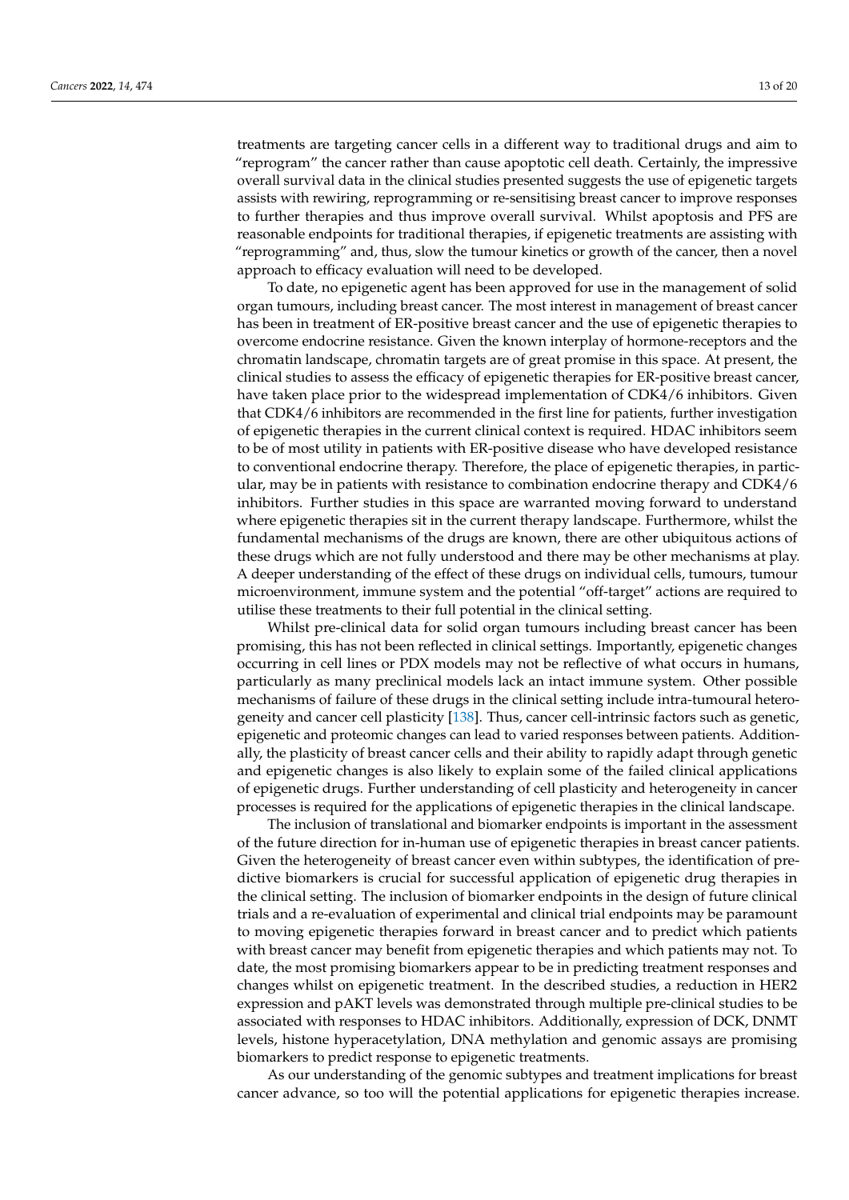treatments are targeting cancer cells in a different way to traditional drugs and aim to "reprogram" the cancer rather than cause apoptotic cell death. Certainly, the impressive overall survival data in the clinical studies presented suggests the use of epigenetic targets assists with rewiring, reprogramming or re-sensitising breast cancer to improve responses to further therapies and thus improve overall survival. Whilst apoptosis and PFS are reasonable endpoints for traditional therapies, if epigenetic treatments are assisting with "reprogramming" and, thus, slow the tumour kinetics or growth of the cancer, then a novel approach to efficacy evaluation will need to be developed.

To date, no epigenetic agent has been approved for use in the management of solid organ tumours, including breast cancer. The most interest in management of breast cancer has been in treatment of ER-positive breast cancer and the use of epigenetic therapies to overcome endocrine resistance. Given the known interplay of hormone-receptors and the chromatin landscape, chromatin targets are of great promise in this space. At present, the clinical studies to assess the efficacy of epigenetic therapies for ER-positive breast cancer, have taken place prior to the widespread implementation of CDK4/6 inhibitors. Given that CDK4/6 inhibitors are recommended in the first line for patients, further investigation of epigenetic therapies in the current clinical context is required. HDAC inhibitors seem to be of most utility in patients with ER-positive disease who have developed resistance to conventional endocrine therapy. Therefore, the place of epigenetic therapies, in particular, may be in patients with resistance to combination endocrine therapy and CDK4/6 inhibitors. Further studies in this space are warranted moving forward to understand where epigenetic therapies sit in the current therapy landscape. Furthermore, whilst the fundamental mechanisms of the drugs are known, there are other ubiquitous actions of these drugs which are not fully understood and there may be other mechanisms at play. A deeper understanding of the effect of these drugs on individual cells, tumours, tumour microenvironment, immune system and the potential "off-target" actions are required to utilise these treatments to their full potential in the clinical setting.

Whilst pre-clinical data for solid organ tumours including breast cancer has been promising, this has not been reflected in clinical settings. Importantly, epigenetic changes occurring in cell lines or PDX models may not be reflective of what occurs in humans, particularly as many preclinical models lack an intact immune system. Other possible mechanisms of failure of these drugs in the clinical setting include intra-tumoural heterogeneity and cancer cell plasticity [138]. Thus, cancer cell-intrinsic factors such as genetic, epigenetic and proteomic changes can lead to varied responses between patients. Additionally, the plasticity of breast cancer cells and their ability to rapidly adapt through genetic and epigenetic changes is also likely to explain some of the failed clinical applications of epigenetic drugs. Further understanding of cell plasticity and heterogeneity in cancer processes is required for the applications of epigenetic therapies in the clinical landscape.

The inclusion of translational and biomarker endpoints is important in the assessment of the future direction for in-human use of epigenetic therapies in breast cancer patients. Given the heterogeneity of breast cancer even within subtypes, the identification of predictive biomarkers is crucial for successful application of epigenetic drug therapies in the clinical setting. The inclusion of biomarker endpoints in the design of future clinical trials and a re-evaluation of experimental and clinical trial endpoints may be paramount to moving epigenetic therapies forward in breast cancer and to predict which patients with breast cancer may benefit from epigenetic therapies and which patients may not. To date, the most promising biomarkers appear to be in predicting treatment responses and changes whilst on epigenetic treatment. In the described studies, a reduction in HER2 expression and pAKT levels was demonstrated through multiple pre-clinical studies to be associated with responses to HDAC inhibitors. Additionally, expression of DCK, DNMT levels, histone hyperacetylation, DNA methylation and genomic assays are promising biomarkers to predict response to epigenetic treatments.

As our understanding of the genomic subtypes and treatment implications for breast cancer advance, so too will the potential applications for epigenetic therapies increase.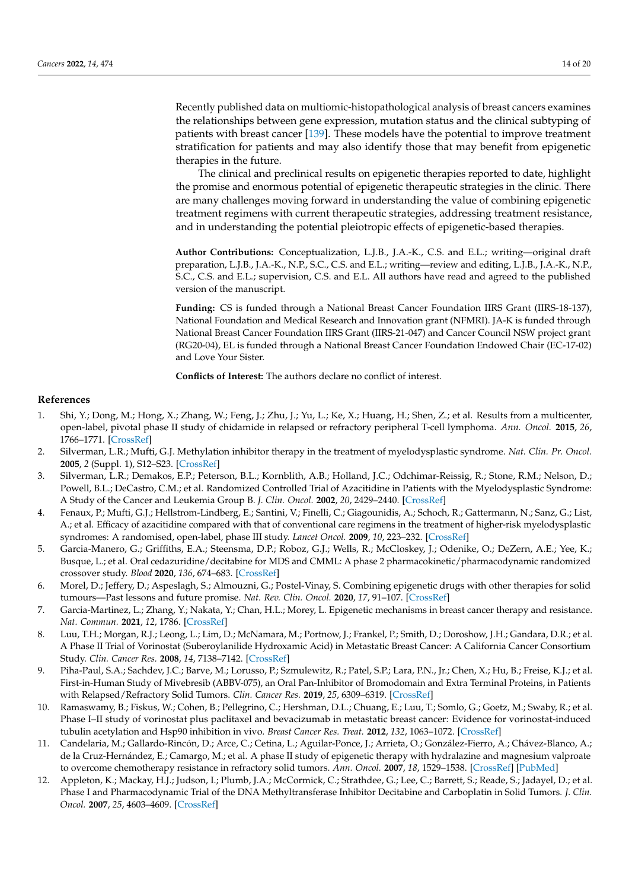Recently published data on multiomic-histopathological analysis of breast cancers examines the relationships between gene expression, mutation status and the clinical subtyping of patients with breast cancer [139]. These models have the potential to improve treatment stratification for patients and may also identify those that may benefit from epigenetic therapies in the future.

The clinical and preclinical results on epigenetic therapies reported to date, highlight the promise and enormous potential of epigenetic therapeutic strategies in the clinic. There are many challenges moving forward in understanding the value of combining epigenetic treatment regimens with current therapeutic strategies, addressing treatment resistance, and in understanding the potential pleiotropic effects of epigenetic-based therapies.

**Author Contributions:** Conceptualization, L.J.B., J.A.-K., C.S. and E.L.; writing—original draft preparation, L.J.B., J.A.-K., N.P., S.C., C.S. and E.L.; writing—review and editing, L.J.B., J.A.-K., N.P., S.C., C.S. and E.L.; supervision, C.S. and E.L. All authors have read and agreed to the published version of the manuscript.

**Funding:** CS is funded through a National Breast Cancer Foundation IIRS Grant (IIRS-18-137), National Foundation and Medical Research and Innovation grant (NFMRI). JA-K is funded through National Breast Cancer Foundation IIRS Grant (IIRS-21-047) and Cancer Council NSW project grant (RG20-04), EL is funded through a National Breast Cancer Foundation Endowed Chair (EC-17-02) and Love Your Sister.

**Conflicts of Interest:** The authors declare no conflict of interest.

## References

1. Shi, Y.; Dong, M.; Hong, X.; Zhang, W.; Feng, J.; Zhu, J.; Yu, L.; Ke, X.; Huang, H.; Shen, Z.; et al. Results from a multicenter, open-label, pivotal phase II study of chidamide in relapsed or refractory peripheral T-cell lymphoma. *Ann. Oncol.* **2015**, *26*, 1766–1771. [CrossRef]
2. Silverman, L.R.; Mufti, G.J. Methylation inhibitor therapy in the treatment of myelodysplastic syndrome. *Nat. Clin. Pr. Oncol.* **2005**, *2* (Suppl. 1), S12–S23. [CrossRef]
3. Silverman, L.R.; Demakos, E.P.; Peterson, B.L.; Kornblith, A.B.; Holland, J.C.; Odchimar-Reissig, R.; Stone, R.M.; Nelson, D.; Powell, B.L.; DeCastro, C.M.; et al. Randomized Controlled Trial of Azacitidine in Patients with the Myelodysplastic Syndrome: A Study of the Cancer and Leukemia Group B. *J. Clin. Oncol.* **2002**, *20*, 2429–2440. [CrossRef]
4. Fenaux, P.; Mufti, G.J.; Hellstrom-Lindberg, E.; Santini, V.; Finelli, C.; Giagounidis, A.; Schoch, R.; Gattermann, N.; Sanz, G.; List, A.; et al. Efficacy of azacitidine compared with that of conventional care regimens in the treatment of higher-risk myelodysplastic syndromes: A randomised, open-label, phase III study. *Lancet Oncol.* **2009**, *10*, 223–232. [CrossRef]
5. Garcia-Manero, G.; Griffiths, E.A.; Steensma, D.P.; Roboz, G.J.; Wells, R.; McCloskey, J.; Odenike, O.; DeZern, A.E.; Yee, K.; Busque, L.; et al. Oral cedazuridine/decitabine for MDS and CMML: A phase 2 pharmacokinetic/pharmacodynamic randomized crossover study. *Blood* **2020**, *136*, 674–683. [CrossRef]
6. Morel, D.; Jeffery, D.; Aspeslagh, S.; Almouzni, G.; Postel-Vinay, S. Combining epigenetic drugs with other therapies for solid tumours—Past lessons and future promise. *Nat. Rev. Clin. Oncol.* **2020**, *17*, 91–107. [CrossRef]
7. Garcia-Martinez, L.; Zhang, Y.; Nakata, Y.; Chan, H.L.; Morey, L. Epigenetic mechanisms in breast cancer therapy and resistance. *Nat. Commun.* **2021**, *12*, 1786. [CrossRef]
8. Luu, T.H.; Morgan, R.J.; Leong, L.; Lim, D.; McNamara, M.; Portnow, J.; Frankel, P.; Smith, D.; Doroshow, J.H.; Gandara, D.R.; et al. A Phase II Trial of Vorinostat (Suberoylanilide Hydroxamic Acid) in Metastatic Breast Cancer: A California Cancer Consortium Study. *Clin. Cancer Res.* **2008**, *14*, 7138–7142. [CrossRef]
9. Piha-Paul, S.A.; Sachdev, J.C.; Barve, M.; Lorusso, P.; Szmulewitz, R.; Patel, S.P.; Lara, P.N., Jr.; Chen, X.; Hu, B.; Freise, K.J.; et al. First-in-Human Study of Mivebresib (ABBV-075), an Oral Pan-Inhibitor of Bromodomain and Extra Terminal Proteins, in Patients with Relapsed/Refractory Solid Tumors. *Clin. Cancer Res.* **2019**, *25*, 6309–6319. [CrossRef]
10. Ramaswamy, B.; Fiskus, W.; Cohen, B.; Pellegrino, C.; Hershman, D.L.; Chuang, E.; Luu, T.; Somlo, G.; Goetz, M.; Swaby, R.; et al. Phase I–II study of vorinostat plus paclitaxel and bevacizumab in metastatic breast cancer: Evidence for vorinostat-induced tubulin acetylation and Hsp90 inhibition in vivo. *Breast Cancer Res. Treat.* **2012**, *132*, 1063–1072. [CrossRef]
11. Candelaria, M.; Gallardo-Rincón, D.; Arce, C.; Cetina, L.; Aguilar-Ponce, J.; Arrieta, O.; González-Fierro, A.; Chávez-Blanco, A.; de la Cruz-Hernández, E.; Camargo, M.; et al. A phase II study of epigenetic therapy with hydralazine and magnesium valproate to overcome chemotherapy resistance in refractory solid tumors. *Ann. Oncol.* **2007**, *18*, 1529–1538. [CrossRef] [PubMed]
12. Appleton, K.; Mackay, H.J.; Judson, I.; Plumb, J.A.; McCormick, C.; Strathdee, G.; Lee, C.; Barrett, S.; Reade, S.; Jadayel, D.; et al. Phase I and Pharmacodynamic Trial of the DNA Methyltransferase Inhibitor Decitabine and Carboplatin in Solid Tumors. *J. Clin. Oncol.* **2007**, *25*, 4603–4609. [CrossRef]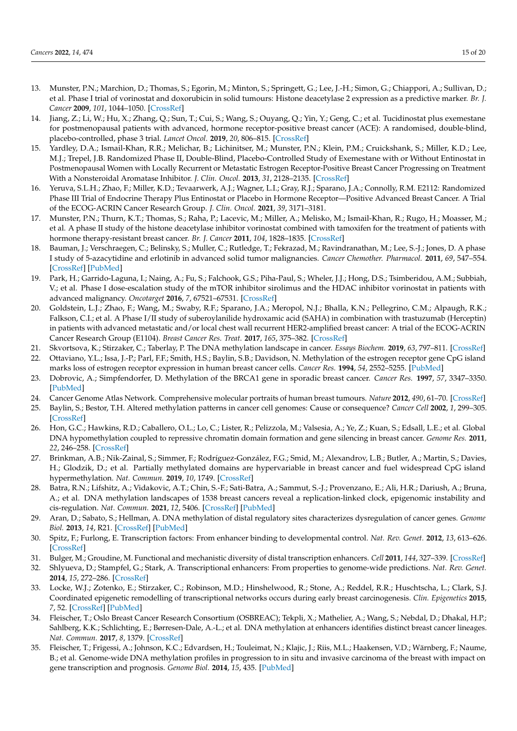13. Munster, P.N.; Marchion, D.; Thomas, S.; Egorin, M.; Minton, S.; Springett, G.; Lee, J.-H.; Simon, G.; Chiappori, A.; Sullivan, D.; et al. Phase I trial of vorinostat and doxorubicin in solid tumours: Histone deacetylase 2 expression as a predictive marker. *Br. J. Cancer* **2009**, *101*, 1044–1050. [CrossRef]
14. Jiang, Z.; Li, W.; Hu, X.; Zhang, Q.; Sun, T.; Cui, S.; Wang, S.; Ouyang, Q.; Yin, Y.; Geng, C.; et al. Tucidinostat plus exemestane for postmenopausal patients with advanced, hormone receptor-positive breast cancer (ACE): A randomised, double-blind, placebo-controlled, phase 3 trial. *Lancet Oncol.* **2019**, *20*, 806–815. [CrossRef]
15. Yardley, D.A.; Ismail-Khan, R.R.; Melichar, B.; Lichinitser, M.; Munster, P.N.; Klein, P.M.; Cruickshank, S.; Miller, K.D.; Lee, M.J.; Trepel, J.B. Randomized Phase II, Double-Blind, Placebo-Controlled Study of Exemestane with or Without Entinostat in Postmenopausal Women with Locally Recurrent or Metastatic Estrogen Receptor-Positive Breast Cancer Progressing on Treatment With a Nonsteroidal Aromatase Inhibitor. *J. Clin. Oncol.* **2013**, *31*, 2128–2135. [CrossRef]
16. Yeruva, S.L.H.; Zhao, F.; Miller, K.D.; Tevaarwerk, A.J.; Wagner, L.I.; Gray, R.J.; Sparano, J.A.; Connolly, R.M. E2112: Randomized Phase III Trial of Endocrine Therapy Plus Entinostat or Placebo in Hormone Receptor—Positive Advanced Breast Cancer. A Trial of the ECOG-ACRIN Cancer Research Group. *J. Clin. Oncol.* **2021**, *39*, 3171–3181.
17. Munster, P.N.; Thurn, K.T.; Thomas, S.; Raha, P.; Lacevic, M.; Miller, A.; Melisko, M.; Ismail-Khan, R.; Rugo, H.; Moasser, M.; et al. A phase II study of the histone deacetylase inhibitor vorinostat combined with tamoxifen for the treatment of patients with hormone therapy-resistant breast cancer. *Br. J. Cancer* **2011**, *104*, 1828–1835. [CrossRef]
18. Bauman, J.; Verschraegen, C.; Belinsky, S.; Muller, C.; Rutledge, T.; Fekrazad, M.; Ravindranathan, M.; Lee, S.-J.; Jones, D. A phase I study of 5-azacytidine and erlotinib in advanced solid tumor malignancies. *Cancer Chemother. Pharmacol.* **2011**, *69*, 547–554. [CrossRef] [PubMed]
19. Park, H.; Garrido-Laguna, I.; Naing, A.; Fu, S.; Falchook, G.S.; Piha-Paul, S.; Wheler, J.J.; Hong, D.S.; Tsimberidou, A.M.; Subbiah, V.; et al. Phase I dose-escalation study of the mTOR inhibitor sirolimus and the HDAC inhibitor vorinostat in patients with advanced malignancy. *Oncotarget* **2016**, *7*, 67521–67531. [CrossRef]
20. Goldstein, L.J.; Zhao, F.; Wang, M.; Swaby, R.F.; Sparano, J.A.; Meropol, N.J.; Bhalla, K.N.; Pellegrino, C.M.; Alpaugh, R.K.; Falkson, C.I.; et al. A Phase I/II study of suberoylanilide hydroxamic acid (SAHA) in combination with trastuzumab (Herceptin) in patients with advanced metastatic and/or local chest wall recurrent HER2-amplified breast cancer: A trial of the ECOG-ACRIN Cancer Research Group (E1104). *Breast Cancer Res. Treat.* **2017**, *165*, 375–382. [CrossRef]
21. Skvortsova, K.; Stirzaker, C.; Taberlay, P. The DNA methylation landscape in cancer. *Essays Biochem.* **2019**, *63*, 797–811. [CrossRef]
22. Ottaviano, Y.L.; Issa, J.-P.; Parl, F.F.; Smith, H.S.; Baylin, S.B.; Davidson, N. Methylation of the estrogen receptor gene CpG island marks loss of estrogen receptor expression in human breast cancer cells. *Cancer Res.* **1994**, *54*, 2552–5255. [PubMed]
23. Dobrovic, A.; Simpfendorfer, D. Methylation of the BRCA1 gene in sporadic breast cancer. *Cancer Res.* **1997**, *57*, 3347–3350. [PubMed]
24. Cancer Genome Atlas Network. Comprehensive molecular portraits of human breast tumours. *Nature* **2012**, *490*, 61–70. [CrossRef]
25. Baylin, S.; Bestor, T.H. Altered methylation patterns in cancer cell genomes: Cause or consequence? *Cancer Cell* **2002**, *1*, 299–305. [CrossRef]
26. Hon, G.C.; Hawkins, R.D.; Caballero, O.L.; Lo, C.; Lister, R.; Pelizzola, M.; Valsesia, A.; Ye, Z.; Kuan, S.; Edsall, L.E.; et al. Global DNA hypomethylation coupled to repressive chromatin domain formation and gene silencing in breast cancer. *Genome Res.* **2011**, *22*, 246–258. [CrossRef]
27. Brinkman, A.B.; Nik-Zainal, S.; Simmer, F.; Rodríguez-González, F.G.; Smid, M.; Alexandrov, L.B.; Butler, A.; Martin, S.; Davies, H.; Glodzik, D.; et al. Partially methylated domains are hypervariable in breast cancer and fuel widespread CpG island hypermethylation. *Nat. Commun.* **2019**, *10*, 1749. [CrossRef]
28. Batra, R.N.; Lifshitz, A.; Vidakovic, A.T.; Chin, S.-F.; Sati-Batra, A.; Sammut, S.-J.; Provenzano, E.; Ali, H.R.; Dariush, A.; Bruna, A.; et al. DNA methylation landscapes of 1538 breast cancers reveal a replication-linked clock, epigenomic instability and cis-regulation. *Nat. Commun.* **2021**, *12*, 5406. [CrossRef] [PubMed]
29. Aran, D.; Sabato, S.; Hellman, A. DNA methylation of distal regulatory sites characterizes dysregulation of cancer genes. *Genome Biol.* **2013**, *14*, R21. [CrossRef] [PubMed]
30. Spitz, F.; Furlong, E. Transcription factors: From enhancer binding to developmental control. *Nat. Rev. Genet.* **2012**, *13*, 613–626. [CrossRef]
31. Bulger, M.; Groudine, M. Functional and mechanistic diversity of distal transcription enhancers. *Cell* **2011**, *144*, 327–339. [CrossRef]
32. Shlyueva, D.; Stampfel, G.; Stark, A. Transcriptional enhancers: From properties to genome-wide predictions. *Nat. Rev. Genet.* **2014**, *15*, 272–286. [CrossRef]
33. Locke, W.J.; Zotenko, E.; Stirzaker, C.; Robinson, M.D.; Hinshelwood, R.; Stone, A.; Reddel, R.R.; Huschtscha, L.; Clark, S.J. Coordinated epigenetic remodelling of transcriptional networks occurs during early breast carcinogenesis. *Clin. Epigenetics* **2015**, *7*, 52. [CrossRef] [PubMed]
34. Fleischer, T.; Oslo Breast Cancer Research Consortium (OSBREAC); Tekpli, X.; Mathelier, A.; Wang, S.; Nebdal, D.; Dhakal, H.P.; Sahlberg, K.K.; Schlichting, E.; Børresen-Dale, A.-L.; et al. DNA methylation at enhancers identifies distinct breast cancer lineages. *Nat. Commun.* **2017**, *8*, 1379. [CrossRef]
35. Fleischer, T.; Frigessi, A.; Johnson, K.C.; Edvardsen, H.; Touleimat, N.; Klajic, J.; Riis, M.L.; Haakensen, V.D.; Wärnberg, F.; Naume, B.; et al. Genome-wide DNA methylation profiles in progression to in situ and invasive carcinoma of the breast with impact on gene transcription and prognosis. *Genome Biol.* **2014**, *15*, 435. [PubMed]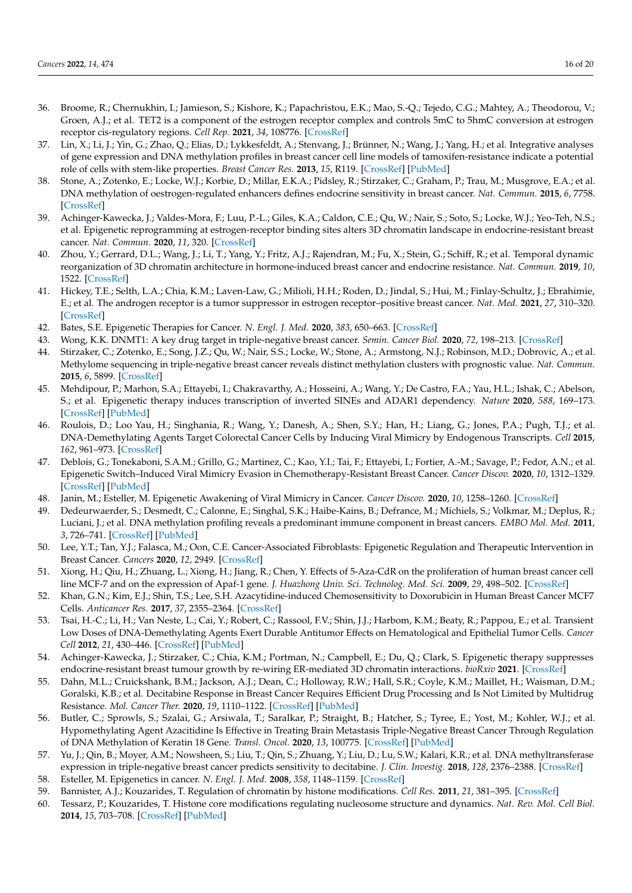36. Broome, R.; Chernukhin, I.; Jamieson, S.; Kishore, K.; Papachristou, E.K.; Mao, S.-Q.; Tejedo, C.G.; Mahtey, A.; Theodorou, V.; Groen, A.J.; et al. TET2 is a component of the estrogen receptor complex and controls 5mC to 5hmC conversion at estrogen receptor cis-regulatory regions. *Cell Rep.* **2021**, *34*, 108776. [CrossRef]
37. Lin, X.; Li, J.; Yin, G.; Zhao, Q.; Elias, D.; Lykkesfeldt, A.; Stenvang, J.; Brünner, N.; Wang, J.; Yang, H.; et al. Integrative analyses of gene expression and DNA methylation profiles in breast cancer cell line models of tamoxifen-resistance indicate a potential role of cells with stem-like properties. *Breast Cancer Res.* **2013**, *15*, R119. [CrossRef] [PubMed]
38. Stone, A.; Zotenko, E.; Locke, W.J.; Korbie, D.; Millar, E.K.A.; Pidsley, R.; Stirzaker, C.; Graham, P.; Trau, M.; Musgrove, E.A.; et al. DNA methylation of oestrogen-regulated enhancers defines endocrine sensitivity in breast cancer. *Nat. Commun.* **2015**, *6*, 7758. [CrossRef]
39. Achinger-Kawecka, J.; Valdes-Mora, F.; Luu, P.-L.; Giles, K.A.; Caldon, C.E.; Qu, W.; Nair, S.; Soto, S.; Locke, W.J.; Yeo-Teh, N.S.; et al. Epigenetic reprogramming at estrogen-receptor binding sites alters 3D chromatin landscape in endocrine-resistant breast cancer. *Nat. Commun.* **2020**, *11*, 320. [CrossRef]
40. Zhou, Y.; Gerrard, D.L.; Wang, J.; Li, T.; Yang, Y.; Fritz, A.J.; Rajendran, M.; Fu, X.; Stein, G.; Schiff, R.; et al. Temporal dynamic reorganization of 3D chromatin architecture in hormone-induced breast cancer and endocrine resistance. *Nat. Commun.* **2019**, *10*, 1522. [CrossRef]
41. Hickey, T.E.; Selth, L.A.; Chia, K.M.; Laven-Law, G.; Milioli, H.H.; Roden, D.; Jindal, S.; Hui, M.; Finlay-Schultz, J.; Ebrahimie, E.; et al. The androgen receptor is a tumor suppressor in estrogen receptor–positive breast cancer. *Nat. Med.* **2021**, *27*, 310–320. [CrossRef]
42. Bates, S.E. Epigenetic Therapies for Cancer. *N. Engl. J. Med.* **2020**, *383*, 650–663. [CrossRef]
43. Wong, K.K. DNMT1: A key drug target in triple-negative breast cancer. *Semin. Cancer Biol.* **2020**, *72*, 198–213. [CrossRef]
44. Stirzaker, C.; Zotenko, E.; Song, J.Z.; Qu, W.; Nair, S.S.; Locke, W.; Stone, A.; Armstong, N.J.; Robinson, M.D.; Dobrovic, A.; et al. Methylome sequencing in triple-negative breast cancer reveals distinct methylation clusters with prognostic value. *Nat. Commun.* **2015**, *6*, 5899. [CrossRef]
45. Mehdipour, P.; Marhon, S.A.; Ettayebi, I.; Chakravarthy, A.; Hosseini, A.; Wang, Y.; De Castro, F.A.; Yau, H.L.; Ishak, C.; Abelson, S.; et al. Epigenetic therapy induces transcription of inverted SINEs and ADAR1 dependency. *Nature* **2020**, *588*, 169–173. [CrossRef] [PubMed]
46. Roulois, D.; Loo Yau, H.; Singhania, R.; Wang, Y.; Danesh, A.; Shen, S.Y.; Han, H.; Liang, G.; Jones, P.A.; Pugh, T.J.; et al. DNA-Demethylating Agents Target Colorectal Cancer Cells by Inducing Viral Mimicry by Endogenous Transcripts. *Cell* **2015**, *162*, 961–973. [CrossRef]
47. Deblois, G.; Tonekaboni, S.A.M.; Grillo, G.; Martinez, C.; Kao, Y.I.; Tai, F.; Ettayebi, I.; Fortier, A.-M.; Savage, P.; Fedor, A.N.; et al. Epigenetic Switch–Induced Viral Mimicry Evasion in Chemotherapy-Resistant Breast Cancer. *Cancer Discov.* **2020**, *10*, 1312–1329. [CrossRef] [PubMed]
48. Janin, M.; Esteller, M. Epigenetic Awakening of Viral Mimicry in Cancer. *Cancer Discov.* **2020**, *10*, 1258–1260. [CrossRef]
49. Dedeurwaerder, S.; Desmedt, C.; Calonne, E.; Singhal, S.K.; Haibe-Kains, B.; Defrance, M.; Michiels, S.; Volkmar, M.; Deplus, R.; Luciani, J.; et al. DNA methylation profiling reveals a predominant immune component in breast cancers. *EMBO Mol. Med.* **2011**, *3*, 726–741. [CrossRef] [PubMed]
50. Lee, Y.T.; Tan, Y.J.; Falasca, M.; Oon, C.E. Cancer-Associated Fibroblasts: Epigenetic Regulation and Therapeutic Intervention in Breast Cancer. *Cancers* **2020**, *12*, 2949. [CrossRef]
51. Xiong, H.; Qiu, H.; Zhuang, L.; Xiong, H.; Jiang, R.; Chen, Y. Effects of 5-Aza-CdR on the proliferation of human breast cancer cell line MCF-7 and on the expression of Apaf-1 gene. *J. Huazhong Univ. Sci. Technolog. Med. Sci.* **2009**, *29*, 498–502. [CrossRef]
52. Khan, G.N.; Kim, E.J.; Shin, T.S.; Lee, S.H. Azacytidine-induced Chemosensitivity to Doxorubicin in Human Breast Cancer MCF7 Cells. *Anticancer Res.* **2017**, *37*, 2355–2364. [CrossRef]
53. Tsai, H.-C.; Li, H.; Van Neste, L.; Cai, Y.; Robert, C.; Rassool, F.V.; Shin, J.J.; Harbom, K.M.; Beaty, R.; Pappou, E.; et al. Transient Low Doses of DNA-Demethylating Agents Exert Durable Antitumor Effects on Hematological and Epithelial Tumor Cells. *Cancer Cell* **2012**, *21*, 430–446. [CrossRef] [PubMed]
54. Achinger-Kawecka, J.; Stirzaker, C.; Chia, K.M.; Portman, N.; Campbell, E.; Du, Q.; Clark, S. Epigenetic therapy suppresses endocrine-resistant breast tumour growth by re-wiring ER-mediated 3D chromatin interactions. *bioRxiv* **2021**. [CrossRef]
55. Dahn, M.L.; Cruickshank, B.M.; Jackson, A.J.; Dean, C.; Holloway, R.W.; Hall, S.R.; Coyle, K.M.; Maillet, H.; Waisman, D.M.; Goralski, K.B.; et al. Decitabine Response in Breast Cancer Requires Efficient Drug Processing and Is Not Limited by Multidrug Resistance. *Mol. Cancer Ther.* **2020**, *19*, 1110–1122. [CrossRef] [PubMed]
56. Butler, C.; Sprowls, S.; Szalai, G.; Arsiwala, T.; Saralkar, P.; Straight, B.; Hatcher, S.; Tyree, E.; Yost, M.; Kohler, W.J.; et al. Hypomethylating Agent Azacitidine Is Effective in Treating Brain Metastasis Triple-Negative Breast Cancer Through Regulation of DNA Methylation of Keratin 18 Gene. *Transl. Oncol.* **2020**, *13*, 100775. [CrossRef] [PubMed]
57. Yu, J.; Qin, B.; Moyer, A.M.; Nowsheen, S.; Liu, T.; Qin, S.; Zhuang, Y.; Liu, D.; Lu, S.W.; Kalari, K.R.; et al. DNA methyltransferase expression in triple-negative breast cancer predicts sensitivity to decitabine. *J. Clin. Investig.* **2018**, *128*, 2376–2388. [CrossRef]
58. Esteller, M. Epigenetics in cancer. *N. Engl. J. Med.* **2008**, *358*, 1148–1159. [CrossRef]
59. Bannister, A.J.; Kouzarides, T. Regulation of chromatin by histone modifications. *Cell Res.* **2011**, *21*, 381–395. [CrossRef]
60. Tessarz, P.; Kouzarides, T. Histone core modifications regulating nucleosome structure and dynamics. *Nat. Rev. Mol. Cell Biol.* **2014**, *15*, 703–708. [CrossRef] [PubMed]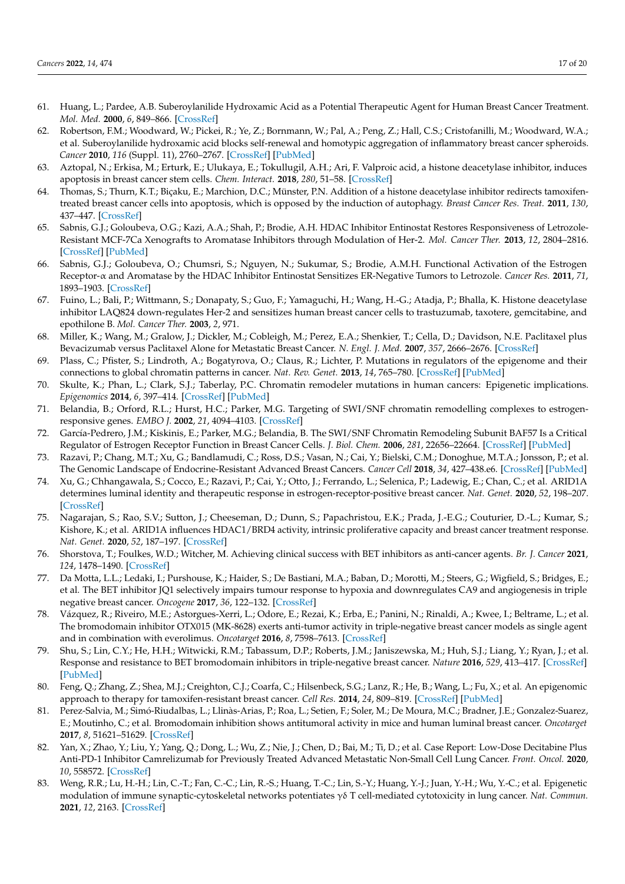61. Huang, L.; Pardee, A.B. Suberoylanilide Hydroxamic Acid as a Potential Therapeutic Agent for Human Breast Cancer Treatment. *Mol. Med.* **2000**, *6*, 849–866. [CrossRef]
62. Robertson, F.M.; Woodward, W.; Pickei, R.; Ye, Z.; Bornmann, W.; Pal, A.; Peng, Z.; Hall, C.S.; Cristofanilli, M.; Woodward, W.A.; et al. Suberoylanilide hydroxamic acid blocks self-renewal and homotypic aggregation of inflammatory breast cancer spheroids. *Cancer* **2010**, *116* (Suppl. 11), 2760–2767. [CrossRef] [PubMed]
63. Aztopal, N.; Erkisa, M.; Erturk, E.; Ulukaya, E.; Tokullugil, A.H.; Ari, F. Valproic acid, a histone deacetylase inhibitor, induces apoptosis in breast cancer stem cells. *Chem. Interact.* **2018**, *280*, 51–58. [CrossRef]
64. Thomas, S.; Thurn, K.T.; Biçaku, E.; Marchion, D.C.; Münster, P.N. Addition of a histone deacetylase inhibitor redirects tamoxifen-treated breast cancer cells into apoptosis, which is opposed by the induction of autophagy. *Breast Cancer Res. Treat.* **2011**, *130*, 437–447. [CrossRef]
65. Sabnis, G.J.; Goloubeva, O.G.; Kazi, A.A.; Shah, P.; Brodie, A.H. HDAC Inhibitor Entinostat Restores Responsiveness of Letrozole-Resistant MCF-7Ca Xenografts to Aromatase Inhibitors through Modulation of Her-2. *Mol. Cancer Ther.* **2013**, *12*, 2804–2816. [CrossRef] [PubMed]
66. Sabnis, G.J.; Goloubeva, O.; Chumsri, S.; Nguyen, N.; Sukumar, S.; Brodie, A.M.H. Functional Activation of the Estrogen Receptor-α and Aromatase by the HDAC Inhibitor Entinostat Sensitizes ER-Negative Tumors to Letrozole. *Cancer Res.* **2011**, *71*, 1893–1903. [CrossRef]
67. Fuino, L.; Bali, P.; Wittmann, S.; Donapaty, S.; Guo, F.; Yamaguchi, H.; Wang, H.-G.; Atadja, P.; Bhalla, K. Histone deacetylase inhibitor LAQ824 down-regulates Her-2 and sensitizes human breast cancer cells to trastuzumab, taxotere, gemcitabine, and epothilone B. *Mol. Cancer Ther.* **2003**, *2*, 971.
68. Miller, K.; Wang, M.; Gralow, J.; Dickler, M.; Cobleigh, M.; Perez, E.A.; Shenkier, T.; Cella, D.; Davidson, N.E. Paclitaxel plus Bevacizumab versus Paclitaxel Alone for Metastatic Breast Cancer. *N. Engl. J. Med.* **2007**, *357*, 2666–2676. [CrossRef]
69. Plass, C.; Pfister, S.; Lindroth, A.; Bogatyrova, O.; Claus, R.; Lichter, P. Mutations in regulators of the epigenome and their connections to global chromatin patterns in cancer. *Nat. Rev. Genet.* **2013**, *14*, 765–780. [CrossRef] [PubMed]
70. Skulte, K.; Phan, L.; Clark, S.J.; Taberlay, P.C. Chromatin remodeler mutations in human cancers: Epigenetic implications. *Epigenomics* **2014**, *6*, 397–414. [CrossRef] [PubMed]
71. Belandia, B.; Orford, R.L.; Hurst, H.C.; Parker, M.G. Targeting of SWI/SNF chromatin remodelling complexes to estrogen-responsive genes. *EMBO J.* **2002**, *21*, 4094–4103. [CrossRef]
72. García-Pedrero, J.M.; Kiskinis, E.; Parker, M.G.; Belandia, B. The SWI/SNF Chromatin Remodeling Subunit BAF57 Is a Critical Regulator of Estrogen Receptor Function in Breast Cancer Cells. *J. Biol. Chem.* **2006**, *281*, 22656–22664. [CrossRef] [PubMed]
73. Razavi, P.; Chang, M.T.; Xu, G.; Bandlamudi, C.; Ross, D.S.; Vasan, N.; Cai, Y.; Bielski, C.M.; Donoghue, M.T.A.; Jonsson, P.; et al. The Genomic Landscape of Endocrine-Resistant Advanced Breast Cancers. *Cancer Cell* **2018**, *34*, 427–438.e6. [CrossRef] [PubMed]
74. Xu, G.; Chhangawala, S.; Cocco, E.; Razavi, P.; Cai, Y.; Otto, J.; Ferrando, L.; Selenica, P.; Ladewig, E.; Chan, C.; et al. ARID1A determines luminal identity and therapeutic response in estrogen-receptor-positive breast cancer. *Nat. Genet.* **2020**, *52*, 198–207. [CrossRef]
75. Nagarajan, S.; Rao, S.V.; Sutton, J.; Cheeseman, D.; Dunn, S.; Papachristou, E.K.; Prada, J.-E.G.; Couturier, D.-L.; Kumar, S.; Kishore, K.; et al. ARID1A influences HDAC1/BRD4 activity, intrinsic proliferative capacity and breast cancer treatment response. *Nat. Genet.* **2020**, *52*, 187–197. [CrossRef]
76. Shorstova, T.; Foulkes, W.D.; Witcher, M. Achieving clinical success with BET inhibitors as anti-cancer agents. *Br. J. Cancer* **2021**, *124*, 1478–1490. [CrossRef]
77. Da Motta, L.L.; Ledaki, I.; Purshouse, K.; Haider, S.; De Bastiani, M.A.; Baban, D.; Morotti, M.; Steers, G.; Wigfield, S.; Bridges, E.; et al. The BET inhibitor JQ1 selectively impairs tumour response to hypoxia and downregulates CA9 and angiogenesis in triple negative breast cancer. *Oncogene* **2017**, *36*, 122–132. [CrossRef]
78. Vázquez, R.; Riveiro, M.E.; Astorgues-Xerri, L.; Odore, E.; Rezai, K.; Erba, E.; Panini, N.; Rinaldi, A.; Kwee, I.; Beltrame, L.; et al. The bromodomain inhibitor OTX015 (MK-8628) exerts anti-tumor activity in triple-negative breast cancer models as single agent and in combination with everolimus. *Oncotarget* **2016**, *8*, 7598–7613. [CrossRef]
79. Shu, S.; Lin, C.Y.; He, H.H.; Witwicki, R.M.; Tabassum, D.P.; Roberts, J.M.; Janiszewska, M.; Huh, S.J.; Liang, Y.; Ryan, J.; et al. Response and resistance to BET bromodomain inhibitors in triple-negative breast cancer. *Nature* **2016**, *529*, 413–417. [CrossRef] [PubMed]
80. Feng, Q.; Zhang, Z.; Shea, M.J.; Creighton, C.J.; Coarfa, C.; Hilsenbeck, S.G.; Lanz, R.; He, B.; Wang, L.; Fu, X.; et al. An epigenomic approach to therapy for tamoxifen-resistant breast cancer. *Cell Res.* **2014**, *24*, 809–819. [CrossRef] [PubMed]
81. Perez-Salvia, M.; Simó-Riudalbas, L.; Llinàs-Arias, P.; Roa, L.; Setien, F.; Soler, M.; De Moura, M.C.; Bradner, J.E.; Gonzalez-Suarez, E.; Moutinho, C.; et al. Bromodomain inhibition shows antitumoral activity in mice and human luminal breast cancer. *Oncotarget* **2017**, *8*, 51621–51629. [CrossRef]
82. Yan, X.; Zhao, Y.; Liu, Y.; Yang, Q.; Dong, L.; Wu, Z.; Nie, J.; Chen, D.; Bai, M.; Ti, D.; et al. Case Report: Low-Dose Decitabine Plus Anti-PD-1 Inhibitor Camrelizumab for Previously Treated Advanced Metastatic Non-Small Cell Lung Cancer. *Front. Oncol.* **2020**, *10*, 558572. [CrossRef]
83. Weng, R.R.; Lu, H.-H.; Lin, C.-T.; Fan, C.-C.; Lin, R.-S.; Huang, T.-C.; Lin, S.-Y.; Huang, Y.-J.; Juan, Y.-H.; Wu, Y.-C.; et al. Epigenetic modulation of immune synaptic-cytoskeletal networks potentiates γδ T cell-mediated cytotoxicity in lung cancer. *Nat. Commun.* **2021**, *12*, 2163. [CrossRef]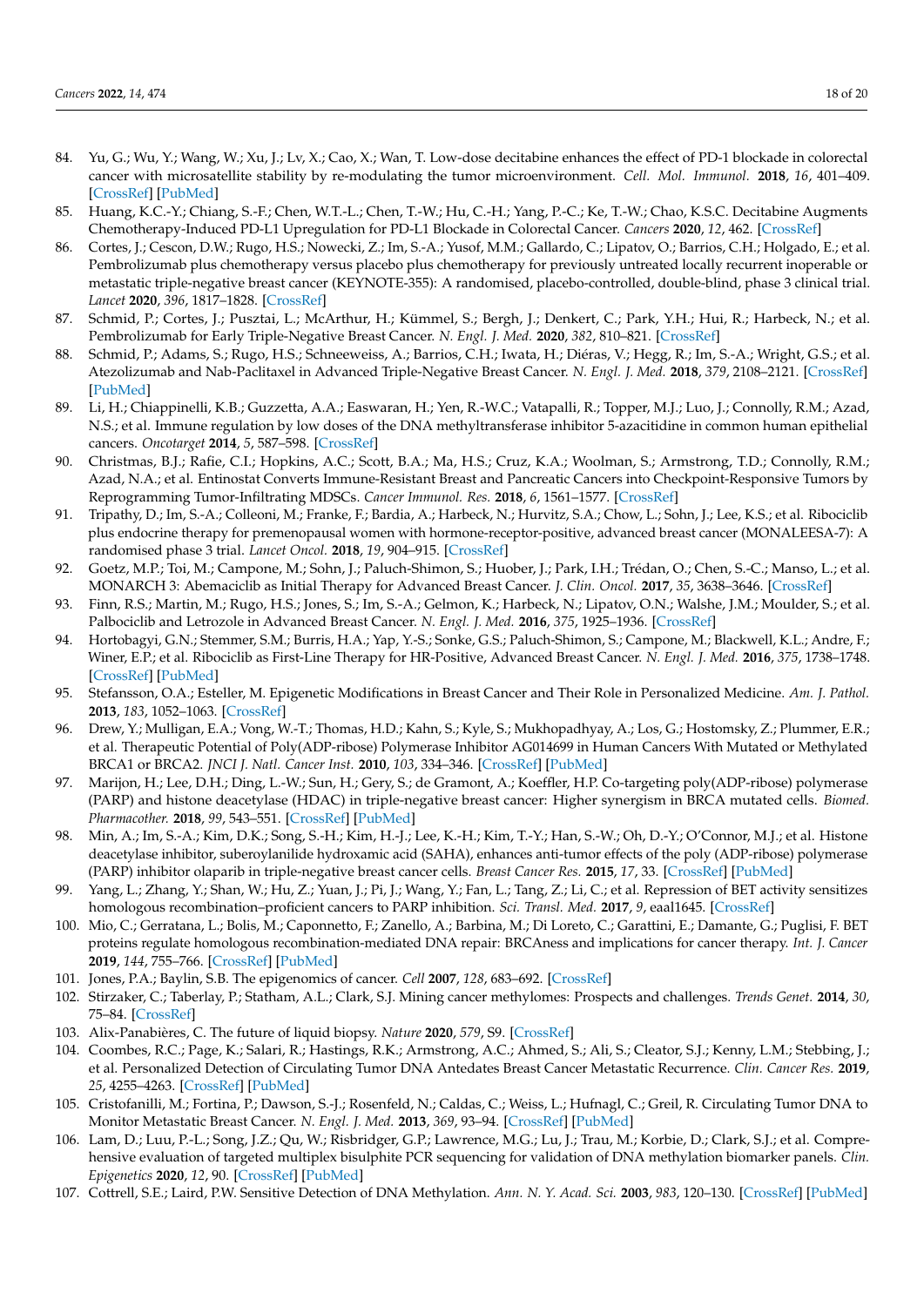84. Yu, G.; Wu, Y.; Wang, W.; Xu, J.; Lv, X.; Cao, X.; Wan, T. Low-dose decitabine enhances the effect of PD-1 blockade in colorectal cancer with microsatellite stability by re-modulating the tumor microenvironment. *Cell. Mol. Immunol.* **2018**, *16*, 401–409. [CrossRef] [PubMed]
85. Huang, K.C.-Y.; Chiang, S.-F.; Chen, W.T.-L.; Chen, T.-W.; Hu, C.-H.; Yang, P.-C.; Ke, T.-W.; Chao, K.S.C. Decitabine Augments Chemotherapy-Induced PD-L1 Upregulation for PD-L1 Blockade in Colorectal Cancer. *Cancers* **2020**, *12*, 462. [CrossRef]
86. Cortes, J.; Cescon, D.W.; Rugo, H.S.; Nowecki, Z.; Im, S.-A.; Yusof, M.M.; Gallardo, C.; Lipatov, O.; Barrios, C.H.; Holgado, E.; et al. Pembrolizumab plus chemotherapy versus placebo plus chemotherapy for previously untreated locally recurrent inoperable or metastatic triple-negative breast cancer (KEYNOTE-355): A randomised, placebo-controlled, double-blind, phase 3 clinical trial. *Lancet* **2020**, *396*, 1817–1828. [CrossRef]
87. Schmid, P.; Cortes, J.; Pusztai, L.; McArthur, H.; Kümmel, S.; Bergh, J.; Denkert, C.; Park, Y.H.; Hui, R.; Harbeck, N.; et al. Pembrolizumab for Early Triple-Negative Breast Cancer. *N. Engl. J. Med.* **2020**, *382*, 810–821. [CrossRef]
88. Schmid, P.; Adams, S.; Rugo, H.S.; Schneeweiss, A.; Barrios, C.H.; Iwata, H.; Diéras, V.; Hegg, R.; Im, S.-A.; Wright, G.S.; et al. Atezolizumab and Nab-Paclitaxel in Advanced Triple-Negative Breast Cancer. *N. Engl. J. Med.* **2018**, *379*, 2108–2121. [CrossRef] [PubMed]
89. Li, H.; Chiappinelli, K.B.; Guzzetta, A.A.; Easwaran, H.; Yen, R.-W.C.; Vatapalli, R.; Topper, M.J.; Luo, J.; Connolly, R.M.; Azad, N.S.; et al. Immune regulation by low doses of the DNA methyltransferase inhibitor 5-azacitidine in common human epithelial cancers. *Oncotarget* **2014**, *5*, 587–598. [CrossRef]
90. Christmas, B.J.; Rafie, C.I.; Hopkins, A.C.; Scott, B.A.; Ma, H.S.; Cruz, K.A.; Woolman, S.; Armstrong, T.D.; Connolly, R.M.; Azad, N.A.; et al. Entinostat Converts Immune-Resistant Breast and Pancreatic Cancers into Checkpoint-Responsive Tumors by Reprogramming Tumor-Infiltrating MDSCs. *Cancer Immunol. Res.* **2018**, *6*, 1561–1577. [CrossRef]
91. Tripathy, D.; Im, S.-A.; Colleoni, M.; Franke, F.; Bardia, A.; Harbeck, N.; Hurvitz, S.A.; Chow, L.; Sohn, J.; Lee, K.S.; et al. Ribociclib plus endocrine therapy for premenopausal women with hormone-receptor-positive, advanced breast cancer (MONALEESA-7): A randomised phase 3 trial. *Lancet Oncol.* **2018**, *19*, 904–915. [CrossRef]
92. Goetz, M.P.; Toi, M.; Campone, M.; Sohn, J.; Paluch-Shimon, S.; Huober, J.; Park, I.H.; Trédan, O.; Chen, S.-C.; Manso, L.; et al. MONARCH 3: Abemaciclib as Initial Therapy for Advanced Breast Cancer. *J. Clin. Oncol.* **2017**, *35*, 3638–3646. [CrossRef]
93. Finn, R.S.; Martin, M.; Rugo, H.S.; Jones, S.; Im, S.-A.; Gelmon, K.; Harbeck, N.; Lipatov, O.N.; Walshe, J.M.; Moulder, S.; et al. Palbociclib and Letrozole in Advanced Breast Cancer. *N. Engl. J. Med.* **2016**, *375*, 1925–1936. [CrossRef]
94. Hortobagyi, G.N.; Stemmer, S.M.; Burris, H.A.; Yap, Y.-S.; Sonke, G.S.; Paluch-Shimon, S.; Campone, M.; Blackwell, K.L.; Andre, F.; Winer, E.P.; et al. Ribociclib as First-Line Therapy for HR-Positive, Advanced Breast Cancer. *N. Engl. J. Med.* **2016**, *375*, 1738–1748. [CrossRef] [PubMed]
95. Stefansson, O.A.; Esteller, M. Epigenetic Modifications in Breast Cancer and Their Role in Personalized Medicine. *Am. J. Pathol.* **2013**, *183*, 1052–1063. [CrossRef]
96. Drew, Y.; Mulligan, E.A.; Vong, W.-T.; Thomas, H.D.; Kahn, S.; Kyle, S.; Mukhopadhyay, A.; Los, G.; Hostomsky, Z.; Plummer, E.R.; et al. Therapeutic Potential of Poly(ADP-ribose) Polymerase Inhibitor AG014699 in Human Cancers With Mutated or Methylated BRCA1 or BRCA2. *JNCI J. Natl. Cancer Inst.* **2010**, *103*, 334–346. [CrossRef] [PubMed]
97. Marijon, H.; Lee, D.H.; Ding, L.-W.; Sun, H.; Gery, S.; de Gramont, A.; Koeffler, H.P. Co-targeting poly(ADP-ribose) polymerase (PARP) and histone deacetylase (HDAC) in triple-negative breast cancer: Higher synergism in BRCA mutated cells. *Biomed. Pharmacother.* **2018**, *99*, 543–551. [CrossRef] [PubMed]
98. Min, A.; Im, S.-A.; Kim, D.K.; Song, S.-H.; Kim, H.-J.; Lee, K.-H.; Kim, T.-Y.; Han, S.-W.; Oh, D.-Y.; O'Connor, M.J.; et al. Histone deacetylase inhibitor, suberoylanilide hydroxamic acid (SAHA), enhances anti-tumor effects of the poly (ADP-ribose) polymerase (PARP) inhibitor olaparib in triple-negative breast cancer cells. *Breast Cancer Res.* **2015**, *17*, 33. [CrossRef] [PubMed]
99. Yang, L.; Zhang, Y.; Shan, W.; Hu, Z.; Yuan, J.; Pi, J.; Wang, Y.; Fan, L.; Tang, Z.; Li, C.; et al. Repression of BET activity sensitizes homologous recombination–proficient cancers to PARP inhibition. *Sci. Transl. Med.* **2017**, *9*, eaal1645. [CrossRef]
100. Mio, C.; Gerratana, L.; Bolis, M.; Caponnetto, F.; Zanello, A.; Barbina, M.; Di Loreto, C.; Garattini, E.; Damante, G.; Puglisi, F. BET proteins regulate homologous recombination-mediated DNA repair: BRCAness and implications for cancer therapy. *Int. J. Cancer* **2019**, *144*, 755–766. [CrossRef] [PubMed]
101. Jones, P.A.; Baylin, S.B. The epigenomics of cancer. *Cell* **2007**, *128*, 683–692. [CrossRef]
102. Stirzaker, C.; Taberlay, P.; Statham, A.L.; Clark, S.J. Mining cancer methylomes: Prospects and challenges. *Trends Genet.* **2014**, *30*, 75–84. [CrossRef]
103. Alix-Panabières, C. The future of liquid biopsy. *Nature* **2020**, *579*, S9. [CrossRef]
104. Coombes, R.C.; Page, K.; Salari, R.; Hastings, R.K.; Armstrong, A.C.; Ahmed, S.; Ali, S.; Cleator, S.J.; Kenny, L.M.; Stebbing, J.; et al. Personalized Detection of Circulating Tumor DNA Antedates Breast Cancer Metastatic Recurrence. *Clin. Cancer Res.* **2019**, *25*, 4255–4263. [CrossRef] [PubMed]
105. Cristofanilli, M.; Fortina, P.; Dawson, S.-J.; Rosenfeld, N.; Caldas, C.; Weiss, L.; Hufnagl, C.; Greil, R. Circulating Tumor DNA to Monitor Metastatic Breast Cancer. *N. Engl. J. Med.* **2013**, *369*, 93–94. [CrossRef] [PubMed]
106. Lam, D.; Luu, P.-L.; Song, J.Z.; Qu, W.; Risbridger, G.P.; Lawrence, M.G.; Lu, J.; Trau, M.; Korbie, D.; Clark, S.J.; et al. Comprehensive evaluation of targeted multiplex bisulphite PCR sequencing for validation of DNA methylation biomarker panels. *Clin. Epigenetics* **2020**, *12*, 90. [CrossRef] [PubMed]
107. Cottrell, S.E.; Laird, P.W. Sensitive Detection of DNA Methylation. *Ann. N. Y. Acad. Sci.* **2003**, *983*, 120–130. [CrossRef] [PubMed]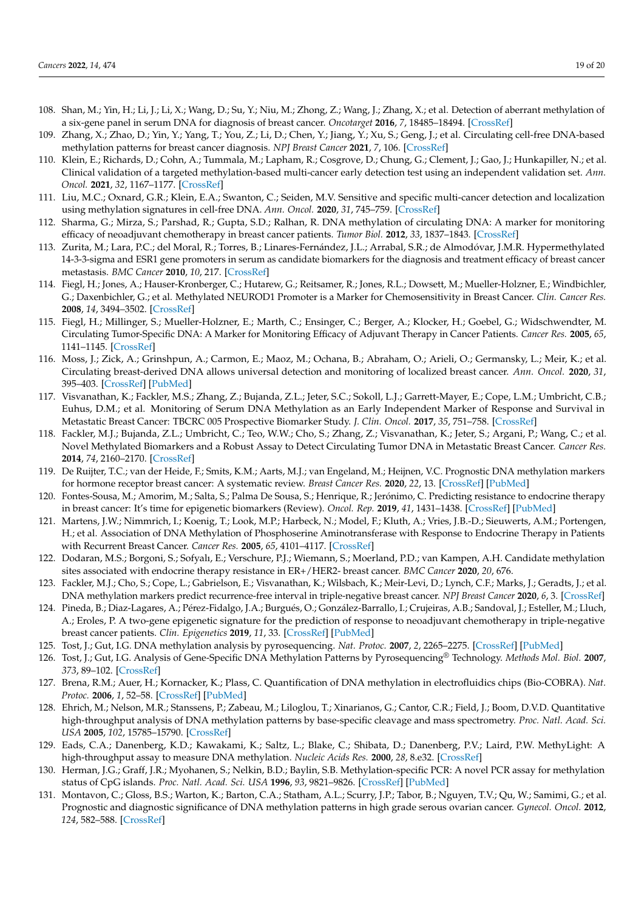108. Shan, M.; Yin, H.; Li, J.; Li, X.; Wang, D.; Su, Y.; Niu, M.; Zhong, Z.; Wang, J.; Zhang, X.; et al. Detection of aberrant methylation of a six-gene panel in serum DNA for diagnosis of breast cancer. *Oncotarget* **2016**, *7*, 18485–18494. [CrossRef]
109. Zhang, X.; Zhao, D.; Yin, Y.; Yang, T.; You, Z.; Li, D.; Chen, Y.; Jiang, Y.; Xu, S.; Geng, J.; et al. Circulating cell-free DNA-based methylation patterns for breast cancer diagnosis. *NPJ Breast Cancer* **2021**, *7*, 106. [CrossRef]
110. Klein, E.; Richards, D.; Cohn, A.; Tummala, M.; Lapham, R.; Cosgrove, D.; Chung, G.; Clement, J.; Gao, J.; Hunkapiller, N.; et al. Clinical validation of a targeted methylation-based multi-cancer early detection test using an independent validation set. *Ann. Oncol.* **2021**, *32*, 1167–1177. [CrossRef]
111. Liu, M.C.; Oxnard, G.R.; Klein, E.A.; Swanton, C.; Seiden, M.V. Sensitive and specific multi-cancer detection and localization using methylation signatures in cell-free DNA. *Ann. Oncol.* **2020**, *31*, 745–759. [CrossRef]
112. Sharma, G.; Mirza, S.; Parshad, R.; Gupta, S.D.; Ralhan, R. DNA methylation of circulating DNA: A marker for monitoring efficacy of neoadjuvant chemotherapy in breast cancer patients. *Tumor Biol.* **2012**, *33*, 1837–1843. [CrossRef]
113. Zurita, M.; Lara, P.C.; del Moral, R.; Torres, B.; Linares-Fernández, J.L.; Arrabal, S.R.; de Almodóvar, J.M.R. Hypermethylated 14-3-3-sigma and ESR1 gene promoters in serum as candidate biomarkers for the diagnosis and treatment efficacy of breast cancer metastasis. *BMC Cancer* **2010**, *10*, 217. [CrossRef]
114. Fiegl, H.; Jones, A.; Hauser-Kronberger, C.; Hutarew, G.; Reitsamer, R.; Jones, R.L.; Dowsett, M.; Mueller-Holzner, E.; Windbichler, G.; Daxenbichler, G.; et al. Methylated NEUROD1 Promoter is a Marker for Chemosensitivity in Breast Cancer. *Clin. Cancer Res.* **2008**, *14*, 3494–3502. [CrossRef]
115. Fiegl, H.; Millinger, S.; Mueller-Holzner, E.; Marth, C.; Ensinger, C.; Berger, A.; Klocker, H.; Goebel, G.; Widschwendter, M. Circulating Tumor-Specific DNA: A Marker for Monitoring Efficacy of Adjuvant Therapy in Cancer Patients. *Cancer Res.* **2005**, *65*, 1141–1145. [CrossRef]
116. Moss, J.; Zick, A.; Grinshpun, A.; Carmon, E.; Maoz, M.; Ochana, B.; Abraham, O.; Arieli, O.; Germansky, L.; Meir, K.; et al. Circulating breast-derived DNA allows universal detection and monitoring of localized breast cancer. *Ann. Oncol.* **2020**, *31*, 395–403. [CrossRef] [PubMed]
117. Visvanathan, K.; Fackler, M.S.; Zhang, Z.; Bujanda, Z.L.; Jeter, S.C.; Sokoll, L.J.; Garrett-Mayer, E.; Cope, L.M.; Umbricht, C.B.; Euhus, D.M.; et al. Monitoring of Serum DNA Methylation as an Early Independent Marker of Response and Survival in Metastatic Breast Cancer: TBCRC 005 Prospective Biomarker Study. *J. Clin. Oncol.* **2017**, *35*, 751–758. [CrossRef]
118. Fackler, M.J.; Bujanda, Z.L.; Umbricht, C.; Teo, W.W.; Cho, S.; Zhang, Z.; Visvanathan, K.; Jeter, S.; Argani, P.; Wang, C.; et al. Novel Methylated Biomarkers and a Robust Assay to Detect Circulating Tumor DNA in Metastatic Breast Cancer. *Cancer Res.* **2014**, *74*, 2160–2170. [CrossRef]
119. De Ruijter, T.C.; van der Heide, F.; Smits, K.M.; Aarts, M.J.; van Engeland, M.; Heijnen, V.C. Prognostic DNA methylation markers for hormone receptor breast cancer: A systematic review. *Breast Cancer Res.* **2020**, *22*, 13. [CrossRef] [PubMed]
120. Fontes-Sousa, M.; Amorim, M.; Salta, S.; Palma De Sousa, S.; Henrique, R.; Jerónimo, C. Predicting resistance to endocrine therapy in breast cancer: It's time for epigenetic biomarkers (Review). *Oncol. Rep.* **2019**, *41*, 1431–1438. [CrossRef] [PubMed]
121. Martens, J.W.; Nimmrich, I.; Koenig, T.; Look, M.P.; Harbeck, N.; Model, F.; Kluth, A.; Vries, J.B.-D.; Sieuwerts, A.M.; Portengen, H.; et al. Association of DNA Methylation of Phosphoserine Aminotransferase with Response to Endocrine Therapy in Patients with Recurrent Breast Cancer. *Cancer Res.* **2005**, *65*, 4101–4117. [CrossRef]
122. Dodaran, M.S.; Borgoni, S.; Sofyalı, E.; Verschure, P.J.; Wiemann, S.; Moerland, P.D.; van Kampen, A.H. Candidate methylation sites associated with endocrine therapy resistance in ER+/HER2- breast cancer. *BMC Cancer* **2020**, *20*, 676.
123. Fackler, M.J.; Cho, S.; Cope, L.; Gabrielson, E.; Visvanathan, K.; Wilsbach, K.; Meir-Levi, D.; Lynch, C.F.; Marks, J.; Geradts, J.; et al. DNA methylation markers predict recurrence-free interval in triple-negative breast cancer. *NPJ Breast Cancer* **2020**, *6*, 3. [CrossRef]
124. Pineda, B.; Diaz-Lagares, A.; Pérez-Fidalgo, J.A.; Burgués, O.; González-Barrallo, I.; Crujeiras, A.B.; Sandoval, J.; Esteller, M.; Lluch, A.; Eroles, P. A two-gene epigenetic signature for the prediction of response to neoadjuvant chemotherapy in triple-negative breast cancer patients. *Clin. Epigenetics* **2019**, *11*, 33. [CrossRef] [PubMed]
125. Tost, J.; Gut, I.G. DNA methylation analysis by pyrosequencing. *Nat. Protoc.* **2007**, *2*, 2265–2275. [CrossRef] [PubMed]
126. Tost, J.; Gut, I.G. Analysis of Gene-Specific DNA Methylation Patterns by Pyrosequencing® Technology. *Methods Mol. Biol.* **2007**, *373*, 89–102. [CrossRef]
127. Brena, R.M.; Auer, H.; Kornacker, K.; Plass, C. Quantification of DNA methylation in electrofluidics chips (Bio-COBRA). *Nat. Protoc.* **2006**, *1*, 52–58. [CrossRef] [PubMed]
128. Ehrich, M.; Nelson, M.R.; Stanssens, P.; Zabeau, M.; Liloglou, T.; Xinarianos, G.; Cantor, C.R.; Field, J.; Boom, D.V.D. Quantitative high-throughput analysis of DNA methylation patterns by base-specific cleavage and mass spectrometry. *Proc. Natl. Acad. Sci. USA* **2005**, *102*, 15785–15790. [CrossRef]
129. Eads, C.A.; Danenberg, K.D.; Kawakami, K.; Saltz, L.; Blake, C.; Shibata, D.; Danenberg, P.V.; Laird, P.W. MethyLight: A high-throughput assay to measure DNA methylation. *Nucleic Acids Res.* **2000**, *28*, 8.e32. [CrossRef]
130. Herman, J.G.; Graff, J.R.; Myohanen, S.; Nelkin, B.D.; Baylin, S.B. Methylation-specific PCR: A novel PCR assay for methylation status of CpG islands. *Proc. Natl. Acad. Sci. USA* **1996**, *93*, 9821–9826. [CrossRef] [PubMed]
131. Montavon, C.; Gloss, B.S.; Warton, K.; Barton, C.A.; Statham, A.L.; Scurry, J.P.; Tabor, B.; Nguyen, T.V.; Qu, W.; Samimi, G.; et al. Prognostic and diagnostic significance of DNA methylation patterns in high grade serous ovarian cancer. *Gynecol. Oncol.* **2012**, *124*, 582–588. [CrossRef]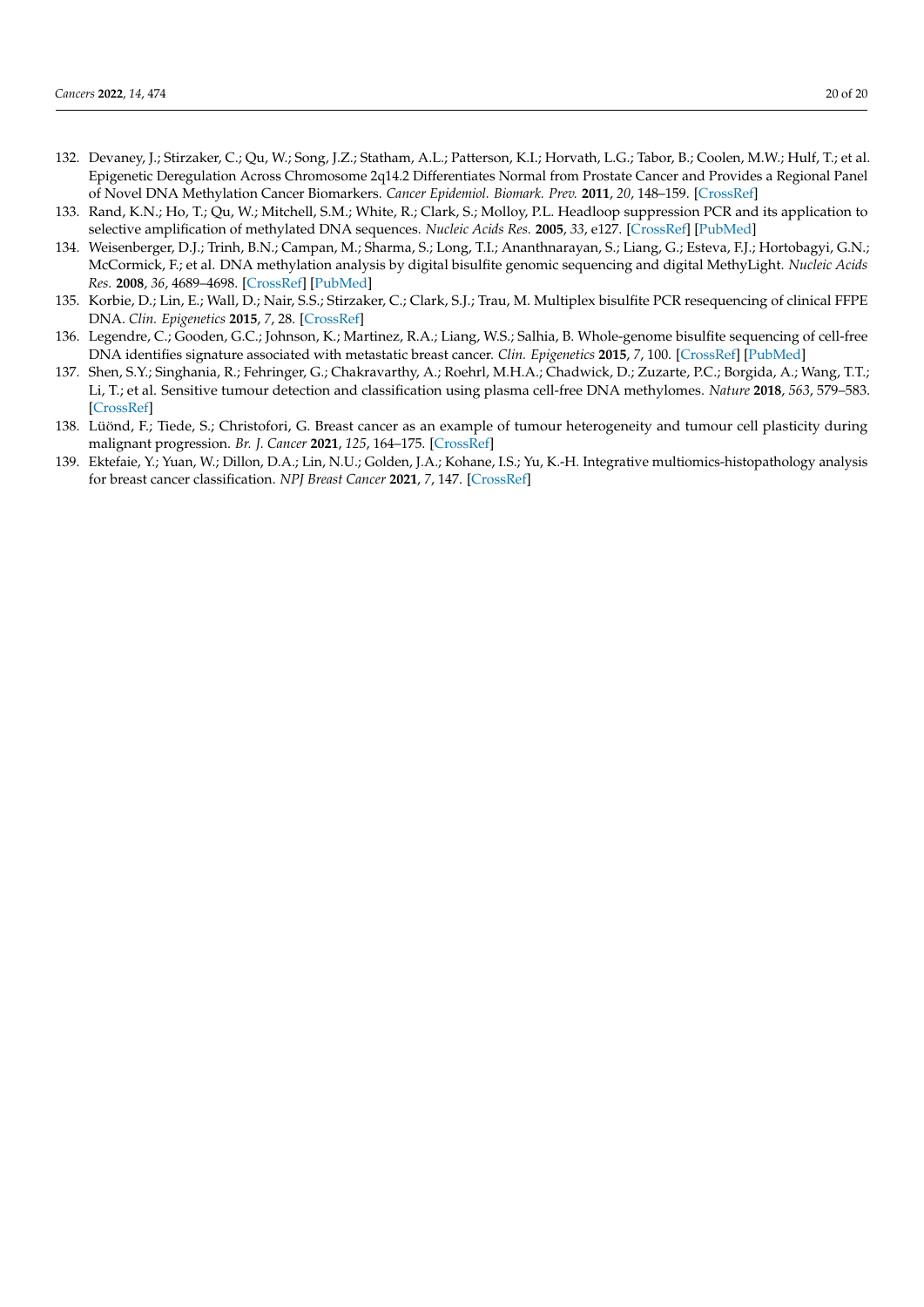132. Devaney, J.; Stirzaker, C.; Qu, W.; Song, J.Z.; Statham, A.L.; Patterson, K.I.; Horvath, L.G.; Tabor, B.; Coolen, M.W.; Hulf, T.; et al. Epigenetic Deregulation Across Chromosome 2q14.2 Differentiates Normal from Prostate Cancer and Provides a Regional Panel of Novel DNA Methylation Cancer Biomarkers. *Cancer Epidemiol. Biomark. Prev.* **2011**, *20*, 148–159. [CrossRef]
133. Rand, K.N.; Ho, T.; Qu, W.; Mitchell, S.M.; White, R.; Clark, S.; Molloy, P.L. Headloop suppression PCR and its application to selective amplification of methylated DNA sequences. *Nucleic Acids Res.* **2005**, *33*, e127. [CrossRef] [PubMed]
134. Weisenberger, D.J.; Trinh, B.N.; Campan, M.; Sharma, S.; Long, T.I.; Ananthnarayan, S.; Liang, G.; Esteva, F.J.; Hortobagyi, G.N.; McCormick, F.; et al. DNA methylation analysis by digital bisulfite genomic sequencing and digital MethyLight. *Nucleic Acids Res.* **2008**, *36*, 4689–4698. [CrossRef] [PubMed]
135. Korbie, D.; Lin, E.; Wall, D.; Nair, S.S.; Stirzaker, C.; Clark, S.J.; Trau, M. Multiplex bisulfite PCR resequencing of clinical FFPE DNA. *Clin. Epigenetics* **2015**, *7*, 28. [CrossRef]
136. Legendre, C.; Gooden, G.C.; Johnson, K.; Martinez, R.A.; Liang, W.S.; Salhia, B. Whole-genome bisulfite sequencing of cell-free DNA identifies signature associated with metastatic breast cancer. *Clin. Epigenetics* **2015**, *7*, 100. [CrossRef] [PubMed]
137. Shen, S.Y.; Singhania, R.; Fehringer, G.; Chakravarthy, A.; Roehrl, M.H.A.; Chadwick, D.; Zuzarte, P.C.; Borgida, A.; Wang, T.T.; Li, T.; et al. Sensitive tumour detection and classification using plasma cell-free DNA methylomes. *Nature* **2018**, *563*, 579–583. [CrossRef]
138. Lüönd, F.; Tiede, S.; Christofori, G. Breast cancer as an example of tumour heterogeneity and tumour cell plasticity during malignant progression. *Br. J. Cancer* **2021**, *125*, 164–175. [CrossRef]
139. Ektefaie, Y.; Yuan, W.; Dillon, D.A.; Lin, N.U.; Golden, J.A.; Kohane, I.S.; Yu, K.-H. Integrative multiomics-histopathology analysis for breast cancer classification. *NPJ Breast Cancer* **2021**, *7*, 147. [CrossRef]